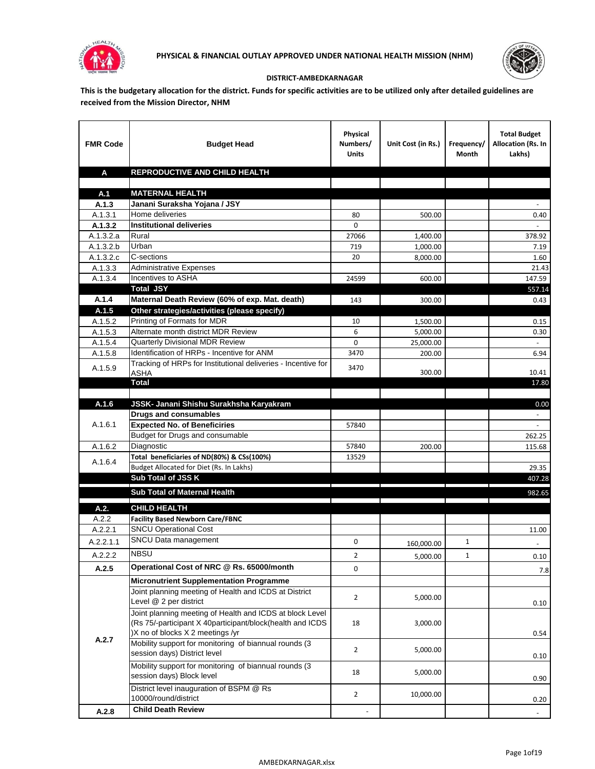# PHYSICAL & FINANCIAL OUTLAY APPROVED UNDER NATIONAL HEALTH MISSION (NHM)

**DISTRICT-AMBEDKARNAGAR**

**This is the budgetary allocation for the district. Funds for specific activities are to be utilized only after detailed guidelines are received from the Mission Director, NHM**

| FMR Code | Budget Head | Physical Numbers/ Units | Unit Cost (in Rs.) | Frequency/ Month | Total Budget Allocation (Rs. In Lakhs) |
|---|---|---|---|---|---|
| **A** | **REPRODUCTIVE AND CHILD HEALTH** | | | | |
| | | | | | |
| **A.1** | **MATERNAL HEALTH** | | | | |
| **A.1.3** | **Janani Suraksha Yojana / JSY** | | | | - |
| A.1.3.1 | Home deliveries | 80 | 500.00 | | 0.40 |
| **A.1.3.2** | **Institutional deliveries** | 0 | | | - |
| A.1.3.2.a | Rural | 27066 | 1,400.00 | | 378.92 |
| A.1.3.2.b | Urban | 719 | 1,000.00 | | 7.19 |
| A.1.3.2.c | C-sections | 20 | 8,000.00 | | 1.60 |
| A.1.3.3 | Administrative Expenses | | | | 21.43 |
| A.1.3.4 | Incentives to ASHA | 24599 | 600.00 | | 147.59 |
| | **Total JSY** | | | | 557.14 |
| **A.1.4** | **Maternal Death Review (60% of exp. Mat. death)** | 143 | 300.00 | | 0.43 |
| **A.1.5** | **Other strategies/activities (please specify)** | | | | |
| A.1.5.2 | Printing of Formats for MDR | 10 | 1,500.00 | | 0.15 |
| A.1.5.3 | Alternate month district MDR Review | 6 | 5,000.00 | | 0.30 |
| A.1.5.4 | Quarterly Divisional MDR Review | 0 | 25,000.00 | | - |
| A.1.5.8 | Identification of HRPs - Incentive for ANM | 3470 | 200.00 | | 6.94 |
| A.1.5.9 | Tracking of HRPs for Institutional deliveries - Incentive for ASHA | 3470 | 300.00 | | 10.41 |
| | **Total** | | | | 17.80 |
| | | | | | |
| **A.1.6** | **JSSK- Janani Shishu Surakhsha Karyakram** | | | | 0.00 |
| A.1.6.1 | **Drugs and consumables** | | | | - |
| | **Expected No. of Beneficiries** | 57840 | | | - |
| | Budget for Drugs and consumable | | | | 262.25 |
| A.1.6.2 | Diagnostic | 57840 | 200.00 | | 115.68 |
| A.1.6.4 | Total beneficiaries of ND(80%) & CSs(100%) | 13529 | | | |
| | Budget Allocated for Diet (Rs. In Lakhs) | | | | 29.35 |
| | **Sub Total of JSS K** | | | | 407.28 |
| | **Sub Total of Maternal Health** | | | | 982.65 |
| **A.2.** | **CHILD HEALTH** | | | | |
| A.2.2 | **Facility Based Newborn Care/FBNC** | | | | |
| A.2.2.1 | SNCU Operational Cost | | | | 11.00 |
| A.2.2.1.1 | SNCU Data management | 0 | 160,000.00 | 1 | - |
| A.2.2.2 | NBSU | 2 | 5,000.00 | 1 | 0.10 |
| **A.2.5** | **Operational Cost of NRC @ Rs. 65000/month** | 0 | | | 7.8 |
| A.2.7 | **Micronutrient Supplementation Programme** | | | | |
| | Joint planning meeting of Health and ICDS at District Level @ 2 per district | 2 | 5,000.00 | | 0.10 |
| | Joint planning meeting of Health and ICDS at block Level (Rs 75/-participant X 40participant/block(health and ICDS )X no of blocks X 2 meetings /yr | 18 | 3,000.00 | | 0.54 |
| | Mobility support for monitoring of biannual rounds (3 session days) District level | 2 | 5,000.00 | | 0.10 |
| | Mobility support for monitoring of biannual rounds (3 session days) Block level | 18 | 5,000.00 | | 0.90 |
| | District level inauguration of BSPM @ Rs 10000/round/district | 2 | 10,000.00 | | 0.20 |
| **A.2.8** | **Child Death Review** | - | | | - |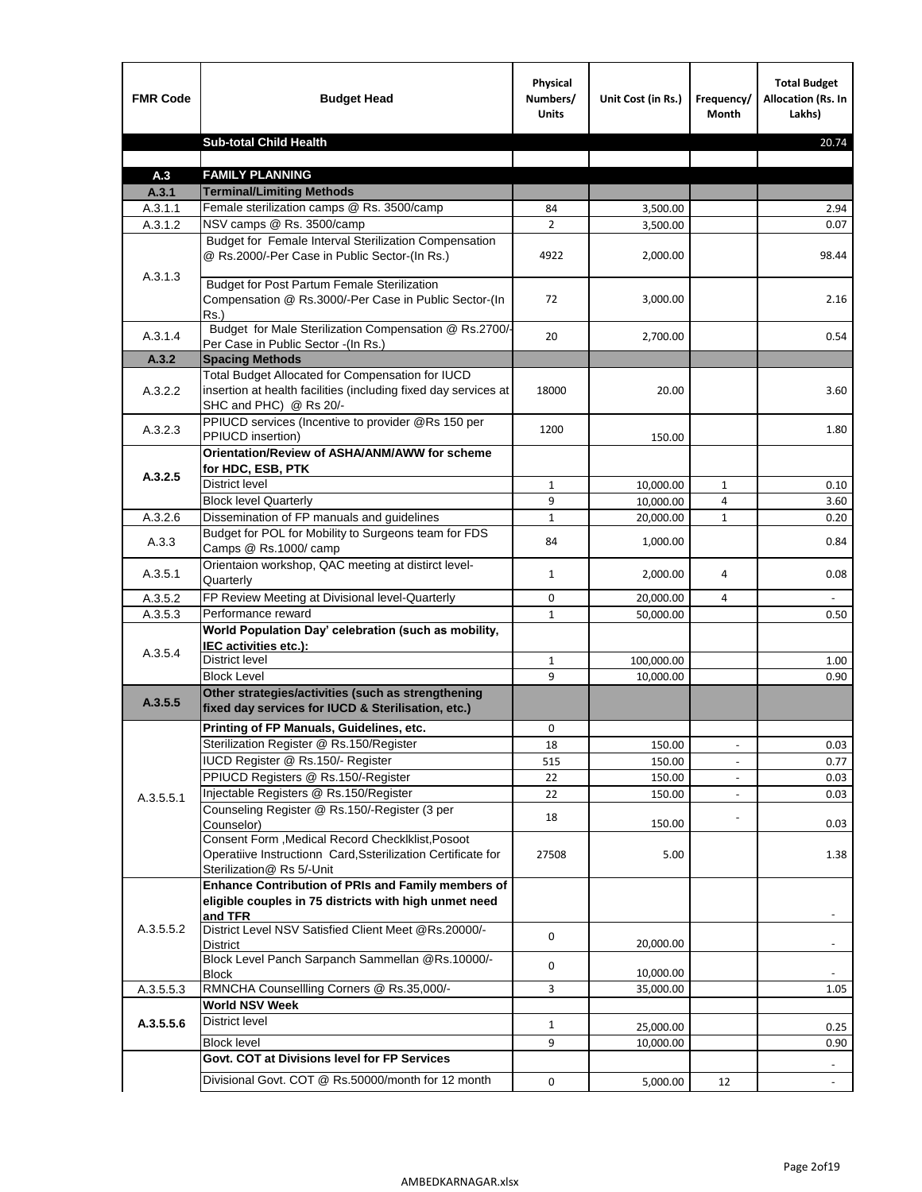| FMR Code | Budget Head | Physical Numbers/ Units | Unit Cost (in Rs.) | Frequency/ Month | Total Budget Allocation (Rs. In Lakhs) |
|---|---|---|---|---|---|
| | **Sub-total Child Health** | | | | 20.74 |
| | | | | | |
| **A.3** | **FAMILY PLANNING** | | | | |
| **A.3.1** | **Terminal/Limiting Methods** | | | | |
| A.3.1.1 | Female sterilization camps @ Rs. 3500/camp | 84 | 3,500.00 | | 2.94 |
| A.3.1.2 | NSV camps @ Rs. 3500/camp | 2 | 3,500.00 | | 0.07 |
| A.3.1.3 | Budget for Female Interval Sterilization Compensation @ Rs.2000/-Per Case in Public Sector-(In Rs.) | 4922 | 2,000.00 | | 98.44 |
| | Budget for Post Partum Female Sterilization Compensation @ Rs.3000/-Per Case in Public Sector-(In Rs.) | 72 | 3,000.00 | | 2.16 |
| A.3.1.4 | Budget for Male Sterilization Compensation @ Rs.2700/-Per Case in Public Sector -(In Rs.) | 20 | 2,700.00 | | 0.54 |
| **A.3.2** | **Spacing Methods** | | | | |
| A.3.2.2 | Total Budget Allocated for Compensation for IUCD insertion at health facilities (including fixed day services at SHC and PHC) @ Rs 20/- | 18000 | 20.00 | | 3.60 |
| A.3.2.3 | PPIUCD services (Incentive to provider @Rs 150 per PPIUCD insertion) | 1200 | 150.00 | | 1.80 |
| **A.3.2.5** | **Orientation/Review of ASHA/ANM/AWW for scheme for HDC, ESB, PTK** | | | | |
| | District level | 1 | 10,000.00 | 1 | 0.10 |
| | Block level Quarterly | 9 | 10,000.00 | 4 | 3.60 |
| A.3.2.6 | Dissemination of FP manuals and guidelines | 1 | 20,000.00 | 1 | 0.20 |
| A.3.3 | Budget for POL for Mobility to Surgeons team for FDS Camps @ Rs.1000/ camp | 84 | 1,000.00 | | 0.84 |
| A.3.5.1 | Orientaion workshop, QAC meeting at distirct level-Quarterly | 1 | 2,000.00 | 4 | 0.08 |
| A.3.5.2 | FP Review Meeting at Divisional level-Quarterly | 0 | 20,000.00 | 4 | - |
| A.3.5.3 | Performance reward | 1 | 50,000.00 | | 0.50 |
| A.3.5.4 | **World Population Day' celebration (such as mobility, IEC activities etc.):** | | | | |
| | District level | 1 | 100,000.00 | | 1.00 |
| | Block Level | 9 | 10,000.00 | | 0.90 |
| **A.3.5.5** | **Other strategies/activities (such as strengthening fixed day services for IUCD & Sterilisation, etc.)** | | | | |
| A.3.5.5.1 | **Printing of FP Manuals, Guidelines, etc.** | 0 | | | |
| | Sterilization Register @ Rs.150/Register | 18 | 150.00 | - | 0.03 |
| | IUCD Register @ Rs.150/- Register | 515 | 150.00 | - | 0.77 |
| | PPIUCD Registers @ Rs.150/-Register | 22 | 150.00 | - | 0.03 |
| | Injectable Registers @ Rs.150/Register | 22 | 150.00 | - | 0.03 |
| | Counseling Register @ Rs.150/-Register (3 per Counselor) | 18 | 150.00 | - | 0.03 |
| | Consent Form ,Medical Record Checklklist,Posoot Operatiive Instructionn Card,Ssterilization Certificate for Sterilization@ Rs 5/-Unit | 27508 | 5.00 | | 1.38 |
| A.3.5.5.2 | **Enhance Contribution of PRIs and Family members of eligible couples in 75 districts with high unmet need and TFR** | | | | - |
| | District Level NSV Satisfied Client Meet @Rs.20000/-District | 0 | 20,000.00 | | - |
| | Block Level Panch Sarpanch Sammellan @Rs.10000/-Block | 0 | 10,000.00 | | - |
| A.3.5.5.3 | RMNCHA Counsellling Corners @ Rs.35,000/- | 3 | 35,000.00 | | 1.05 |
| **A.3.5.5.6** | **World NSV Week** | | | | |
| | District level | 1 | 25,000.00 | | 0.25 |
| | Block level | 9 | 10,000.00 | | 0.90 |
| | **Govt. COT at Divisions level for FP Services** | | | | - |
| | Divisional Govt. COT @ Rs.50000/month for 12 month | 0 | 5,000.00 | 12 | - |

AMBEDKARNAGAR.xlsx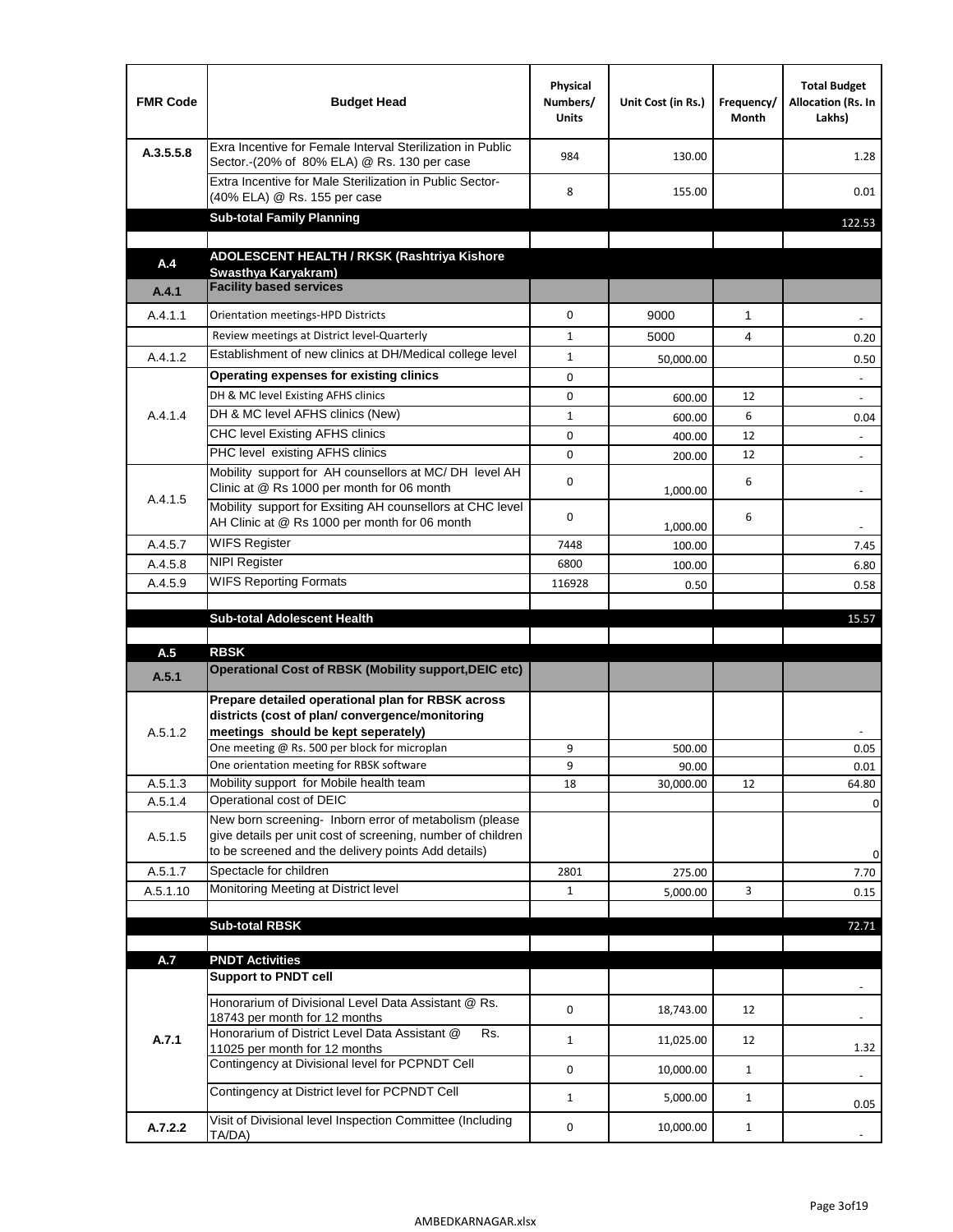| FMR Code | Budget Head | Physical Numbers/ Units | Unit Cost (in Rs.) | Frequency/ Month | Total Budget Allocation (Rs. In Lakhs) |
|---|---|---|---|---|---|
| A.3.5.5.8 | Exra Incentive for Female Interval Sterilization in Public Sector.-(20% of 80% ELA) @ Rs. 130 per case | 984 | 130.00 | | 1.28 |
| | Extra Incentive for Male Sterilization in Public Sector-(40% ELA) @ Rs. 155 per case | 8 | 155.00 | | 0.01 |
| | **Sub-total Family Planning** | | | | 122.53 |
| | | | | | |
| **A.4** | **ADOLESCENT HEALTH / RKSK (Rashtriya Kishore Swasthya Karyakram)** | | | | |
| **A.4.1** | **Facility based services** | | | | |
| A.4.1.1 | Orientation meetings-HPD Districts | 0 | 9000 | 1 | - |
| | Review meetings at District level-Quarterly | 1 | 5000 | 4 | 0.20 |
| A.4.1.2 | Establishment of new clinics at DH/Medical college level | 1 | 50,000.00 | | 0.50 |
| A.4.1.4 | **Operating expenses for existing clinics** | 0 | | | - |
| | DH & MC level Existing AFHS clinics | 0 | 600.00 | 12 | - |
| | DH & MC level AFHS clinics (New) | 1 | 600.00 | 6 | 0.04 |
| | CHC level Existing AFHS clinics | 0 | 400.00 | 12 | - |
| | PHC level existing AFHS clinics | 0 | 200.00 | 12 | - |
| A.4.1.5 | Mobility support for AH counsellors at MC/ DH level AH Clinic at @ Rs 1000 per month for 06 month | 0 | 1,000.00 | 6 | - |
| | Mobility support for Exsiting AH counsellors at CHC level AH Clinic at @ Rs 1000 per month for 06 month | 0 | 1,000.00 | 6 | - |
| A.4.5.7 | WIFS Register | 7448 | 100.00 | | 7.45 |
| A.4.5.8 | NIPI Register | 6800 | 100.00 | | 6.80 |
| A.4.5.9 | WIFS Reporting Formats | 116928 | 0.50 | | 0.58 |
| | | | | | |
| | **Sub-total Adolescent Health** | | | | 15.57 |
| | | | | | |
| **A.5** | **RBSK** | | | | |
| **A.5.1** | **Operational Cost of RBSK (Mobility support,DEIC etc)** | | | | |
| A.5.1.2 | **Prepare detailed operational plan for RBSK across districts (cost of plan/ convergence/monitoring meetings should be kept seperately)** | | | | - |
| | One meeting @ Rs. 500 per block for microplan | 9 | 500.00 | | 0.05 |
| | One orientation meeting for RBSK software | 9 | 90.00 | | 0.01 |
| A.5.1.3 | Mobility support for Mobile health team | 18 | 30,000.00 | 12 | 64.80 |
| A.5.1.4 | Operational cost of DEIC | | | | 0 |
| A.5.1.5 | New born screening- Inborn error of metabolism (please give details per unit cost of screening, number of children to be screened and the delivery points Add details) | | | | 0 |
| A.5.1.7 | Spectacle for children | 2801 | 275.00 | | 7.70 |
| A.5.1.10 | Monitoring Meeting at District level | 1 | 5,000.00 | 3 | 0.15 |
| | | | | | |
| | **Sub-total RBSK** | | | | 72.71 |
| | | | | | |
| **A.7** | **PNDT Activities** | | | | |
| **A.7.1** | **Support to PNDT cell** | | | | - |
| | Honorarium of Divisional Level Data Assistant @ Rs. 18743 per month for 12 months | 0 | 18,743.00 | 12 | - |
| | Honorarium of District Level Data Assistant @ Rs. 11025 per month for 12 months | 1 | 11,025.00 | 12 | 1.32 |
| | Contingency at Divisional level for PCPNDT Cell | 0 | 10,000.00 | 1 | - |
| | Contingency at District level for PCPNDT Cell | 1 | 5,000.00 | 1 | 0.05 |
| **A.7.2.2** | Visit of Divisional level Inspection Committee (Including TA/DA) | 0 | 10,000.00 | 1 | - |

AMBEDKARNAGAR.xlsx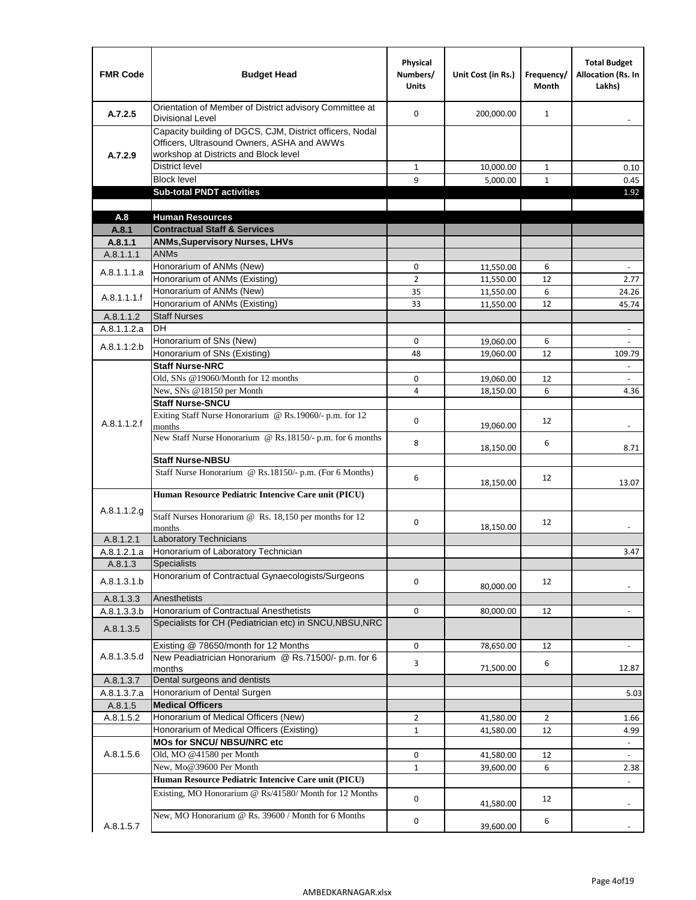| FMR Code | Budget Head | Physical Numbers/ Units | Unit Cost (in Rs.) | Frequency/ Month | Total Budget Allocation (Rs. In Lakhs) |
|---|---|---|---|---|---|
| A.7.2.5 | Orientation of Member of District advisory Committee at Divisional Level | 0 | 200,000.00 | 1 | - |
| A.7.2.9 | Capacity building of DGCS, CJM, District officers, Nodal Officers, Ultrasound Owners, ASHA and AWWs workshop at Districts and Block level | | | | |
| | District level | 1 | 10,000.00 | 1 | 0.10 |
| | Block level | 9 | 5,000.00 | 1 | 0.45 |
| | **Sub-total PNDT activities** | | | | 1.92 |
| | | | | | |
| **A.8** | **Human Resources** | | | | |
| **A.8.1** | **Contractual Staff & Services** | | | | |
| **A.8.1.1** | **ANMs,Supervisory Nurses, LHVs** | | | | |
| A.8.1.1.1 | ANMs | | | | |
| A.8.1.1.1.a | Honorarium of ANMs (New) | 0 | 11,550.00 | 6 | - |
| | Honorarium of ANMs (Existing) | 2 | 11,550.00 | 12 | 2.77 |
| A.8.1.1.1.f | Honorarium of ANMs (New) | 35 | 11,550.00 | 6 | 24.26 |
| | Honorarium of ANMs (Existing) | 33 | 11,550.00 | 12 | 45.74 |
| A.8.1.1.2 | Staff Nurses | | | | |
| A.8.1.1.2.a | DH | | | | - |
| A.8.1.1.2.b | Honorarium of SNs (New) | 0 | 19,060.00 | 6 | - |
| | Honorarium of SNs (Existing) | 48 | 19,060.00 | 12 | 109.79 |
| A.8.1.1.2.f | **Staff Nurse-NRC** | | | | - |
| | Old, SNs @19060/Month for 12 months | 0 | 19,060.00 | 12 | - |
| | New, SNs @18150 per Month | 4 | 18,150.00 | 6 | 4.36 |
| | **Staff Nurse-SNCU** | | | | |
| | Exiting Staff Nurse Honorarium @ Rs.19060/- p.m. for 12 months | 0 | 19,060.00 | 12 | - |
| | New Staff Nurse Honorarium @ Rs.18150/- p.m. for 6 months | 8 | 18,150.00 | 6 | 8.71 |
| | **Staff Nurse-NBSU** | | | | |
| | Staff Nurse Honorarium @ Rs.18150/- p.m. (For 6 Months) | 6 | 18,150.00 | 12 | 13.07 |
| A.8.1.1.2.g | **Human Resource Pediatric Intencive Care unit (PICU)** | | | | |
| | Staff Nurses Honorarium @ Rs. 18,150 per months for 12 months | 0 | 18,150.00 | 12 | - |
| A.8.1.2.1 | Laboratory Technicians | | | | |
| A.8.1.2.1.a | Honorarium of Laboratory Technician | | | | 3.47 |
| A.8.1.3 | Specialists | | | | |
| A.8.1.3.1.b | Honorarium of Contractual Gynaecologists/Surgeons | 0 | 80,000.00 | 12 | - |
| A.8.1.3.3 | Anesthetists | | | | |
| A.8.1.3.3.b | Honorarium of Contractual Anesthetists | 0 | 80,000.00 | 12 | - |
| A.8.1.3.5 | Specialists for CH (Pediatrician etc) in SNCU,NBSU,NRC | | | | |
| A.8.1.3.5.d | Existing @ 78650/month for 12 Months | 0 | 78,650.00 | 12 | - |
| | New Peadiatrician Honorarium @ Rs.71500/- p.m. for 6 months | 3 | 71,500.00 | 6 | 12.87 |
| A.8.1.3.7 | Dental surgeons and dentists | | | | |
| A.8.1.3.7.a | Honorarium of Dental Surgen | | | | 5.03 |
| A.8.1.5 | **Medical Officers** | | | | |
| A.8.1.5.2 | Honorarium of Medical Officers (New) | 2 | 41,580.00 | 2 | 1.66 |
| | Honorarium of Medical Officers (Existing) | 1 | 41,580.00 | 12 | 4.99 |
| A.8.1.5.6 | **MOs for SNCU/ NBSU/NRC etc** | | | | - |
| | Old, MO @41580 per Month | 0 | 41,580.00 | 12 | - |
| | New, Mo@39600 Per Month | 1 | 39,600.00 | 6 | 2.38 |
| A.8.1.5.7 | **Human Resource Pediatric Intencive Care unit (PICU)** | | | | - |
| | Existing, MO Honorarium @ Rs/41580/ Month for 12 Months | 0 | 41,580.00 | 12 | - |
| | New, MO Honorarium @ Rs. 39600 / Month for 6 Months | 0 | 39,600.00 | 6 | - |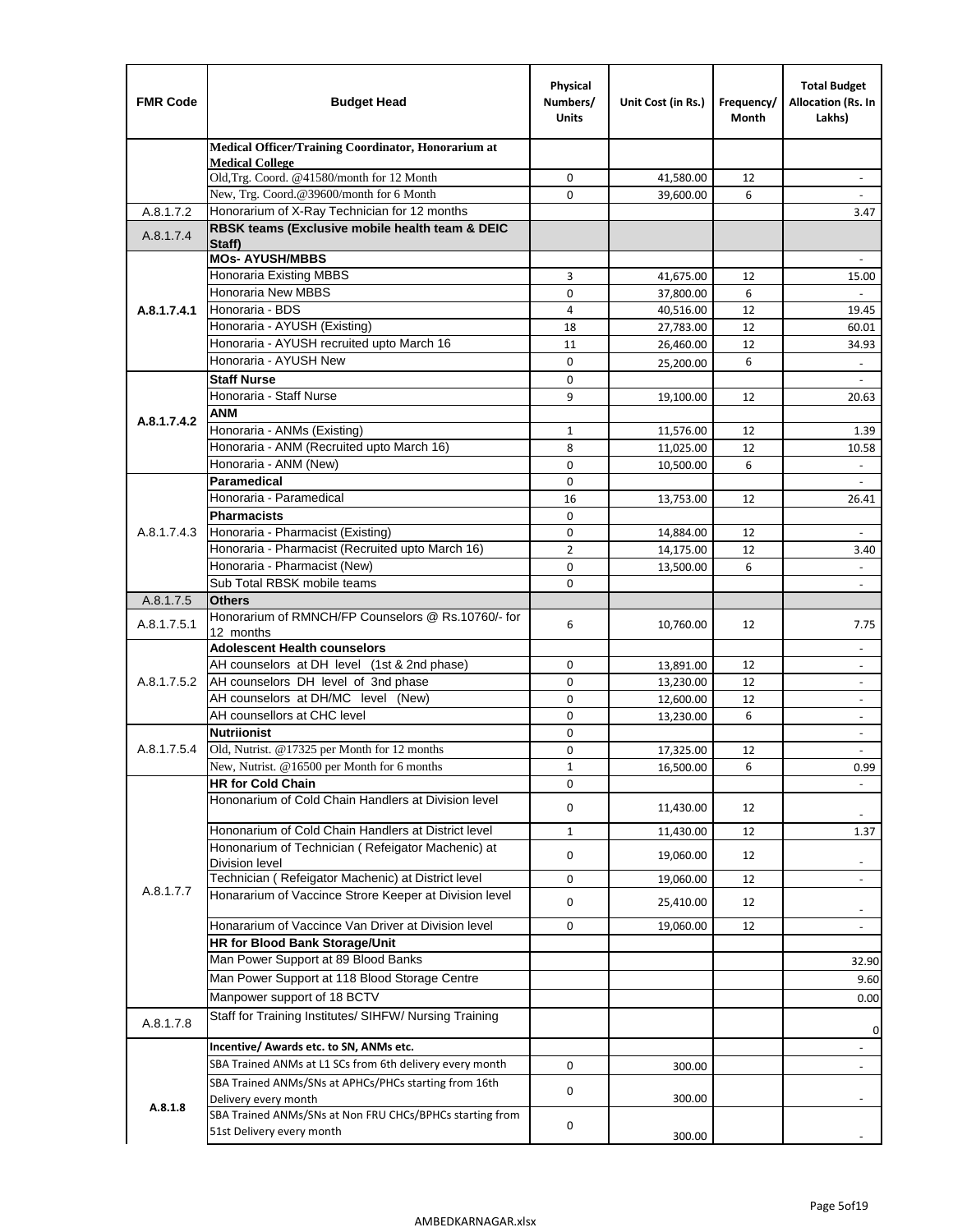| FMR Code | Budget Head | Physical Numbers/ Units | Unit Cost (in Rs.) | Frequency/ Month | Total Budget Allocation (Rs. In Lakhs) |
|---|---|---|---|---|---|
| | **Medical Officer/Training Coordinator, Honorarium at Medical College** | | | | |
| | Old,Trg. Coord. @41580/month for 12 Month | 0 | 41,580.00 | 12 | - |
| | New, Trg. Coord.@39600/month for 6 Month | 0 | 39,600.00 | 6 | - |
| A.8.1.7.2 | Honorarium of X-Ray Technician for 12 months | | | | 3.47 |
| A.8.1.7.4 | **RBSK teams (Exclusive mobile health team & DEIC Staff)** | | | | |
| A.8.1.7.4.1 | **MOs- AYUSH/MBBS** | | | | - |
| | Honoraria Existing MBBS | 3 | 41,675.00 | 12 | 15.00 |
| | Honoraria New MBBS | 0 | 37,800.00 | 6 | - |
| | Honoraria - BDS | 4 | 40,516.00 | 12 | 19.45 |
| | Honoraria - AYUSH (Existing) | 18 | 27,783.00 | 12 | 60.01 |
| | Honoraria - AYUSH recruited upto March 16 | 11 | 26,460.00 | 12 | 34.93 |
| | Honoraria - AYUSH New | 0 | 25,200.00 | 6 | - |
| A.8.1.7.4.2 | **Staff Nurse** | 0 | | | - |
| | Honoraria - Staff Nurse | 9 | 19,100.00 | 12 | 20.63 |
| | **ANM** | | | | |
| | Honoraria - ANMs (Existing) | 1 | 11,576.00 | 12 | 1.39 |
| | Honoraria - ANM (Recruited upto March 16) | 8 | 11,025.00 | 12 | 10.58 |
| | Honoraria - ANM (New) | 0 | 10,500.00 | 6 | - |
| A.8.1.7.4.3 | **Paramedical** | 0 | | | - |
| | Honoraria - Paramedical | 16 | 13,753.00 | 12 | 26.41 |
| | **Pharmacists** | 0 | | | |
| | Honoraria - Pharmacist (Existing) | 0 | 14,884.00 | 12 | - |
| | Honoraria - Pharmacist (Recruited upto March 16) | 2 | 14,175.00 | 12 | 3.40 |
| | Honoraria - Pharmacist (New) | 0 | 13,500.00 | 6 | - |
| | Sub Total RBSK mobile teams | 0 | | | - |
| A.8.1.7.5 | **Others** | | | | |
| A.8.1.7.5.1 | Honorarium of RMNCH/FP Counselors @ Rs.10760/- for 12 months | 6 | 10,760.00 | 12 | 7.75 |
| A.8.1.7.5.2 | **Adolescent Health counselors** | | | | - |
| | AH counselors at DH level (1st & 2nd phase) | 0 | 13,891.00 | 12 | - |
| | AH counselors DH level of 3nd phase | 0 | 13,230.00 | 12 | - |
| | AH counselors at DH/MC level (New) | 0 | 12,600.00 | 12 | - |
| | AH counsellors at CHC level | 0 | 13,230.00 | 6 | - |
| A.8.1.7.5.4 | **Nutriionist** | 0 | | | - |
| | Old, Nutrist. @17325 per Month for 12 months | 0 | 17,325.00 | 12 | - |
| | New, Nutrist. @16500 per Month for 6 months | 1 | 16,500.00 | 6 | 0.99 |
| A.8.1.7.7 | **HR for Cold Chain** | 0 | | | - |
| | Hononarium of Cold Chain Handlers at Division level | 0 | 11,430.00 | 12 | - |
| | Hononarium of Cold Chain Handlers at District level | 1 | 11,430.00 | 12 | 1.37 |
| | Hononarium of Technician ( Refeigator Machenic) at Division level | 0 | 19,060.00 | 12 | - |
| | Technician ( Refeigator Machenic) at District level | 0 | 19,060.00 | 12 | - |
| | Honararium of Vaccince Strore Keeper at Division level | 0 | 25,410.00 | 12 | - |
| | Honararium of Vaccince Van Driver at Division level | 0 | 19,060.00 | 12 | - |
| | **HR for Blood Bank Storage/Unit** | | | | |
| | Man Power Support at 89 Blood Banks | | | | 32.90 |
| | Man Power Support at 118 Blood Storage Centre | | | | 9.60 |
| | Manpower support of 18 BCTV | | | | 0.00 |
| A.8.1.7.8 | Staff for Training Institutes/ SIHFW/ Nursing Training | | | | 0 |
| A.8.1.8 | **Incentive/ Awards etc. to SN, ANMs etc.** | | | | - |
| | SBA Trained ANMs at L1 SCs from 6th delivery every month | 0 | 300.00 | | - |
| | SBA Trained ANMs/SNs at APHCs/PHCs starting from 16th Delivery every month | 0 | 300.00 | | - |
| | SBA Trained ANMs/SNs at Non FRU CHCs/BPHCs starting from 51st Delivery every month | 0 | 300.00 | | - |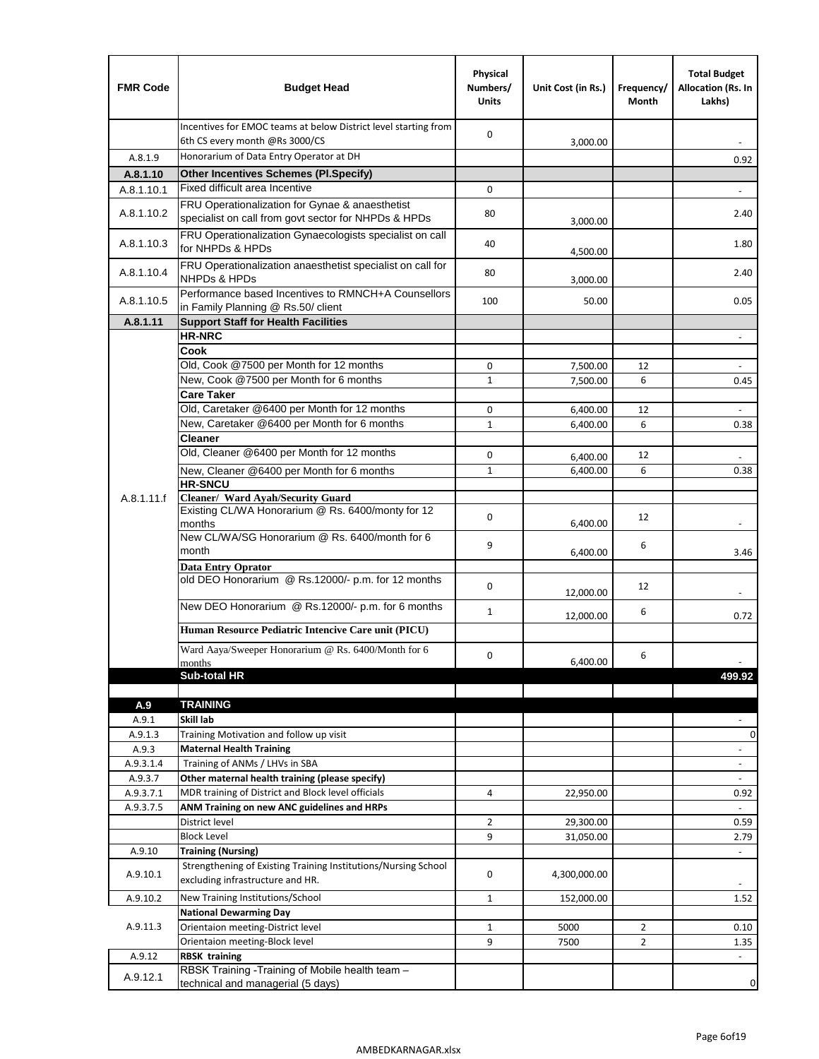| FMR Code | Budget Head | Physical Numbers/ Units | Unit Cost (in Rs.) | Frequency/ Month | Total Budget Allocation (Rs. In Lakhs) |
|---|---|---|---|---|---|
| | Incentives for EMOC teams at below District level starting from 6th CS every month @Rs 3000/CS | 0 | 3,000.00 | | - |
| A.8.1.9 | Honorarium of Data Entry Operator at DH | | | | 0.92 |
| **A.8.1.10** | **Other Incentives Schemes (Pl.Specify)** | | | | |
| A.8.1.10.1 | Fixed difficult area Incentive | 0 | | | - |
| A.8.1.10.2 | FRU Operationalization for Gynae & anaesthetist specialist on call from govt sector for NHPDs & HPDs | 80 | 3,000.00 | | 2.40 |
| A.8.1.10.3 | FRU Operationalization Gynaecologists specialist on call for NHPDs & HPDs | 40 | 4,500.00 | | 1.80 |
| A.8.1.10.4 | FRU Operationalization anaesthetist specialist on call for NHPDs & HPDs | 80 | 3,000.00 | | 2.40 |
| A.8.1.10.5 | Performance based Incentives to RMNCH+A Counsellors in Family Planning @ Rs.50/ client | 100 | 50.00 | | 0.05 |
| **A.8.1.11** | **Support Staff for Health Facilities** | | | | |
| A.8.1.11.f | **HR-NRC** | | | | - |
| | **Cook** | | | | |
| | Old, Cook @7500 per Month for 12 months | 0 | 7,500.00 | 12 | - |
| | New, Cook @7500 per Month for 6 months | 1 | 7,500.00 | 6 | 0.45 |
| | **Care Taker** | | | | |
| | Old, Caretaker @6400 per Month for 12 months | 0 | 6,400.00 | 12 | - |
| | New, Caretaker @6400 per Month for 6 months | 1 | 6,400.00 | 6 | 0.38 |
| | **Cleaner** | | | | |
| | Old, Cleaner @6400 per Month for 12 months | 0 | 6,400.00 | 12 | - |
| | New, Cleaner @6400 per Month for 6 months | 1 | 6,400.00 | 6 | 0.38 |
| | **HR-SNCU** | | | | |
| | **Cleaner/ Ward Ayah/Security Guard** | | | | |
| | Existing CL/WA Honorarium @ Rs. 6400/monty for 12 months | 0 | 6,400.00 | 12 | - |
| | New CL/WA/SG Honorarium @ Rs. 6400/month for 6 month | 9 | 6,400.00 | 6 | 3.46 |
| | **Data Entry Oprator** | | | | |
| | old DEO Honorarium @ Rs.12000/- p.m. for 12 months | 0 | 12,000.00 | 12 | - |
| | New DEO Honorarium @ Rs.12000/- p.m. for 6 months | 1 | 12,000.00 | 6 | 0.72 |
| | **Human Resource Pediatric Intencive Care unit (PICU)** | | | | |
| | Ward Aaya/Sweeper Honorarium @ Rs. 6400/Month for 6 months | 0 | 6,400.00 | 6 | - |
| | **Sub-total HR** | | | | **499.92** |
| | | | | | |
| **A.9** | **TRAINING** | | | | |
| A.9.1 | **Skill lab** | | | | - |
| A.9.1.3 | Training Motivation and follow up visit | | | | 0 |
| A.9.3 | **Maternal Health Training** | | | | - |
| A.9.3.1.4 | Training of ANMs / LHVs in SBA | | | | - |
| A.9.3.7 | **Other maternal health training (please specify)** | | | | - |
| A.9.3.7.1 | MDR training of District and Block level officials | 4 | 22,950.00 | | 0.92 |
| A.9.3.7.5 | **ANM Training on new ANC guidelines and HRPs** | | | | - |
| | District level | 2 | 29,300.00 | | 0.59 |
| | Block Level | 9 | 31,050.00 | | 2.79 |
| A.9.10 | **Training (Nursing)** | | | | - |
| A.9.10.1 | Strengthening of Existing Training Institutions/Nursing School excluding infrastructure and HR. | 0 | 4,300,000.00 | | - |
| A.9.10.2 | New Training Institutions/School | 1 | 152,000.00 | | 1.52 |
| A.9.11.3 | **National Dewarming Day** | | | | |
| | Orientaion meeting-District level | 1 | 5000 | 2 | 0.10 |
| | Orientaion meeting-Block level | 9 | 7500 | 2 | 1.35 |
| A.9.12 | **RBSK training** | | | | - |
| A.9.12.1 | RBSK Training -Training of Mobile health team – technical and managerial (5 days) | | | | 0 |

AMBEDKARNAGAR.xlsx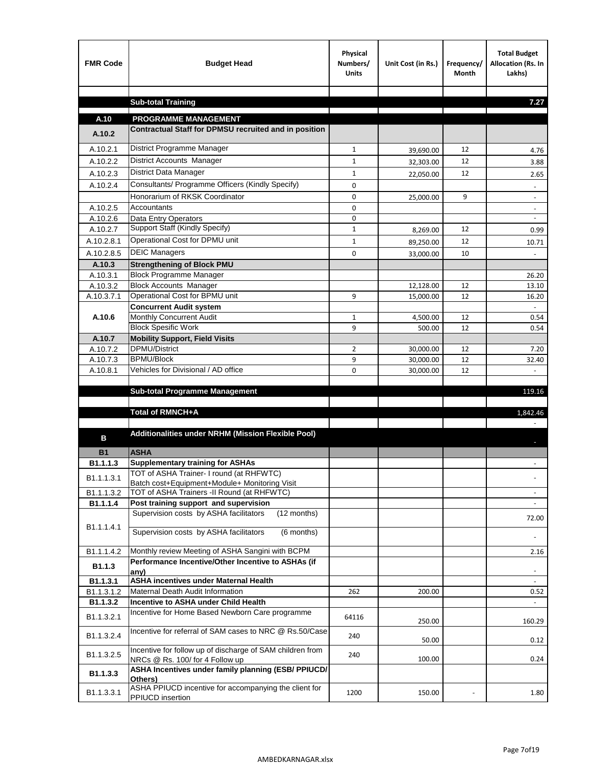| FMR Code | Budget Head | Physical Numbers/ Units | Unit Cost (in Rs.) | Frequency/ Month | Total Budget Allocation (Rs. In Lakhs) |
|---|---|---|---|---|---|
| | | | | | |
| | **Sub-total Training** | | | | **7.27** |
| | | | | | |
| **A.10** | **PROGRAMME MANAGEMENT** | | | | |
| **A.10.2** | **Contractual Staff for DPMSU recruited and in position** | | | | |
| A.10.2.1 | District Programme Manager | 1 | 39,690.00 | 12 | 4.76 |
| A.10.2.2 | District Accounts Manager | 1 | 32,303.00 | 12 | 3.88 |
| A.10.2.3 | District Data Manager | 1 | 22,050.00 | 12 | 2.65 |
| A.10.2.4 | Consultants/ Programme Officers (Kindly Specify) | 0 | | | - |
| | Honorarium of RKSK Coordinator | 0 | 25,000.00 | 9 | - |
| A.10.2.5 | Accountants | 0 | | | - |
| A.10.2.6 | Data Entry Operators | 0 | | | - |
| A.10.2.7 | Support Staff (Kindly Specify) | 1 | 8,269.00 | 12 | 0.99 |
| A.10.2.8.1 | Operational Cost for DPMU unit | 1 | 89,250.00 | 12 | 10.71 |
| A.10.2.8.5 | DEIC Managers | 0 | 33,000.00 | 10 | - |
| **A.10.3** | **Strengthening of Block PMU** | | | | |
| A.10.3.1 | Block Programme Manager | | | | 26.20 |
| A.10.3.2 | Block Accounts Manager | | 12,128.00 | 12 | 13.10 |
| A.10.3.7.1 | Operational Cost for BPMU unit | 9 | 15,000.00 | 12 | 16.20 |
| **A.10.6** | **Concurrent Audit system** | | | | - |
| | Monthly Concurrent Audit | 1 | 4,500.00 | 12 | 0.54 |
| | Block Spesific Work | 9 | 500.00 | 12 | 0.54 |
| **A.10.7** | **Mobility Support, Field Visits** | | | | |
| A.10.7.2 | DPMU/District | 2 | 30,000.00 | 12 | 7.20 |
| A.10.7.3 | BPMU/Block | 9 | 30,000.00 | 12 | 32.40 |
| A.10.8.1 | Vehicles for Divisional / AD office | 0 | 30,000.00 | 12 | - |
| | | | | | |
| | **Sub-total Programme Management** | | | | 119.16 |
| | | | | | |
| | **Total of RMNCH+A** | | | | 1,842.46 |
| | | | | | - |
| **B** | **Additionalities under NRHM (Mission Flexible Pool)** | | | | - |
| **B1** | **ASHA** | | | | |
| **B1.1.1.3** | **Supplementary training for ASHAs** | | | | - |
| B1.1.1.3.1 | TOT of ASHA Trainer- I round (at RHFWTC) Batch cost+Equipment+Module+ Monitoring Visit | | | | - |
| B1.1.1.3.2 | TOT of ASHA Trainers -II Round (at RHFWTC) | | | | - |
| **B1.1.1.4** | **Post training support and supervision** | | | | - |
| B1.1.1.4.1 | Supervision costs by ASHA facilitators (12 months) | | | | 72.00 |
| | Supervision costs by ASHA facilitators (6 months) | | | | - |
| B1.1.1.4.2 | Monthly review Meeting of ASHA Sangini with BCPM | | | | 2.16 |
| **B1.1.3** | **Performance Incentive/Other Incentive to ASHAs (if any)** | | | | - |
| **B1.1.3.1** | **ASHA incentives under Maternal Health** | | | | - |
| B1.1.3.1.2 | Maternal Death Audit Information | 262 | 200.00 | | 0.52 |
| **B1.1.3.2** | **Incentive to ASHA under Child Health** | | | | - |
| B1.1.3.2.1 | Incentive for Home Based Newborn Care programme | 64116 | 250.00 | | 160.29 |
| B1.1.3.2.4 | Incentive for referral of SAM cases to NRC @ Rs.50/Case | 240 | 50.00 | | 0.12 |
| B1.1.3.2.5 | Incentive for follow up of discharge of SAM children from NRCs @ Rs. 100/ for 4 Follow up | 240 | 100.00 | | 0.24 |
| **B1.1.3.3** | **ASHA Incentives under family planning (ESB/ PPIUCD/ Others)** | | | | |
| B1.1.3.3.1 | ASHA PPIUCD incentive for accompanying the client for PPIUCD insertion | 1200 | 150.00 | - | 1.80 |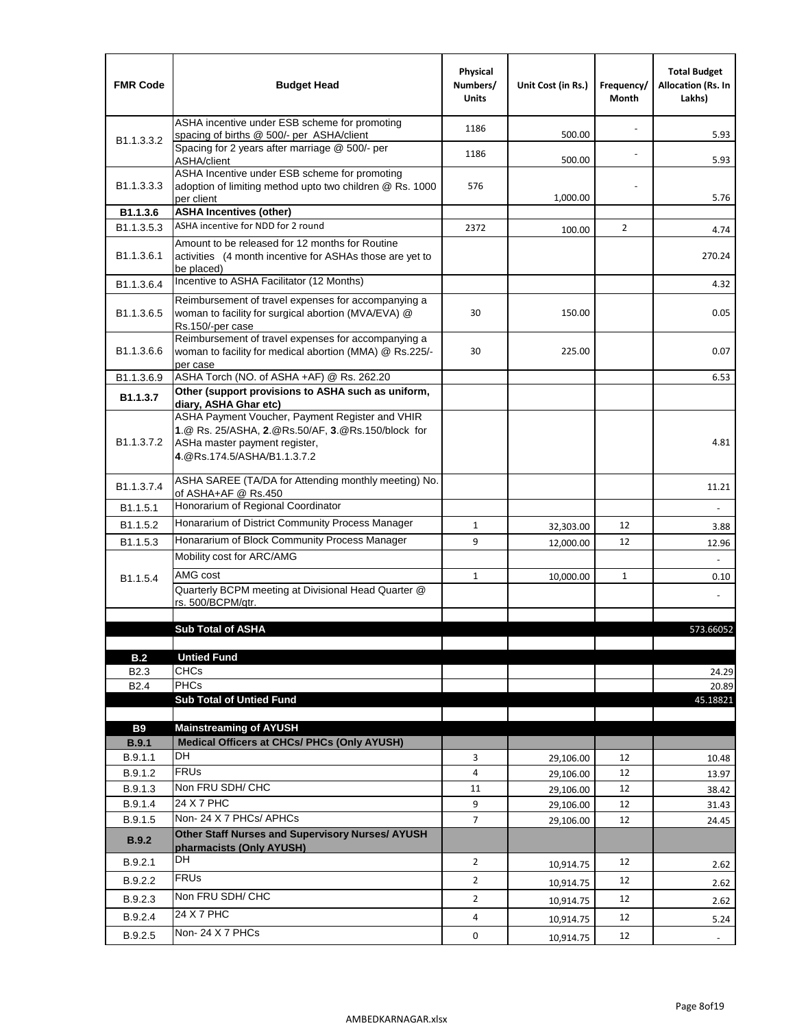| FMR Code | Budget Head | Physical Numbers/ Units | Unit Cost (in Rs.) | Frequency/ Month | Total Budget Allocation (Rs. In Lakhs) |
|---|---|---|---|---|---|
| B1.1.3.3.2 | ASHA incentive under ESB scheme for promoting spacing of births @ 500/- per ASHA/client | 1186 | 500.00 | - | 5.93 |
| | Spacing for 2 years after marriage @ 500/- per ASHA/client | 1186 | 500.00 | - | 5.93 |
| B1.1.3.3.3 | ASHA Incentive under ESB scheme for promoting adoption of limiting method upto two children @ Rs. 1000 per client | 576 | 1,000.00 | - | 5.76 |
| **B1.1.3.6** | **ASHA Incentives (other)** | | | | |
| B1.1.3.5.3 | ASHA incentive for NDD for 2 round | 2372 | 100.00 | 2 | 4.74 |
| B1.1.3.6.1 | Amount to be released for 12 months for Routine activities (4 month incentive for ASHAs those are yet to be placed) | | | | 270.24 |
| B1.1.3.6.4 | Incentive to ASHA Facilitator (12 Months) | | | | 4.32 |
| B1.1.3.6.5 | Reimbursement of travel expenses for accompanying a woman to facility for surgical abortion (MVA/EVA) @ Rs.150/-per case | 30 | 150.00 | | 0.05 |
| B1.1.3.6.6 | Reimbursement of travel expenses for accompanying a woman to facility for medical abortion (MMA) @ Rs.225/- per case | 30 | 225.00 | | 0.07 |
| B1.1.3.6.9 | ASHA Torch (NO. of ASHA +AF) @ Rs. 262.20 | | | | 6.53 |
| **B1.1.3.7** | **Other (support provisions to ASHA such as uniform, diary, ASHA Ghar etc)** | | | | |
| B1.1.3.7.2 | ASHA Payment Voucher, Payment Register and VHIR **1**.@ Rs. 25/ASHA, **2**.@Rs.50/AF, **3**.@Rs.150/block for ASHa master payment register, **4**.@Rs.174.5/ASHA/B1.1.3.7.2 | | | | 4.81 |
| B1.1.3.7.4 | ASHA SAREE (TA/DA for Attending monthly meeting) No. of ASHA+AF @ Rs.450 | | | | 11.21 |
| B1.1.5.1 | Honorarium of Regional Coordinator | | | | - |
| B1.1.5.2 | Honararium of District Community Process Manager | 1 | 32,303.00 | 12 | 3.88 |
| B1.1.5.3 | Honararium of Block Community Process Manager | 9 | 12,000.00 | 12 | 12.96 |
| B1.1.5.4 | Mobility cost for ARC/AMG | | | | - |
| | AMG cost | 1 | 10,000.00 | 1 | 0.10 |
| | Quarterly BCPM meeting at Divisional Head Quarter @ rs. 500/BCPM/qtr. | | | | - |
| | | | | | |
| | **Sub Total of ASHA** | | | | 573.66052 |
| | | | | | |
| **B.2** | **Untied Fund** | | | | |
| B2.3 | CHCs | | | | 24.29 |
| B2.4 | PHCs | | | | 20.89 |
| | **Sub Total of Untied Fund** | | | | 45.18821 |
| | | | | | |
| **B9** | **Mainstreaming of AYUSH** | | | | |
| **B.9.1** | **Medical Officers at CHCs/ PHCs (Only AYUSH)** | | | | |
| B.9.1.1 | DH | 3 | 29,106.00 | 12 | 10.48 |
| B.9.1.2 | FRUs | 4 | 29,106.00 | 12 | 13.97 |
| B.9.1.3 | Non FRU SDH/ CHC | 11 | 29,106.00 | 12 | 38.42 |
| B.9.1.4 | 24 X 7 PHC | 9 | 29,106.00 | 12 | 31.43 |
| B.9.1.5 | Non- 24 X 7 PHCs/ APHCs | 7 | 29,106.00 | 12 | 24.45 |
| **B.9.2** | **Other Staff Nurses and Supervisory Nurses/ AYUSH pharmacists (Only AYUSH)** | | | | |
| B.9.2.1 | DH | 2 | 10,914.75 | 12 | 2.62 |
| B.9.2.2 | FRUs | 2 | 10,914.75 | 12 | 2.62 |
| B.9.2.3 | Non FRU SDH/ CHC | 2 | 10,914.75 | 12 | 2.62 |
| B.9.2.4 | 24 X 7 PHC | 4 | 10,914.75 | 12 | 5.24 |
| B.9.2.5 | Non- 24 X 7 PHCs | 0 | 10,914.75 | 12 | - |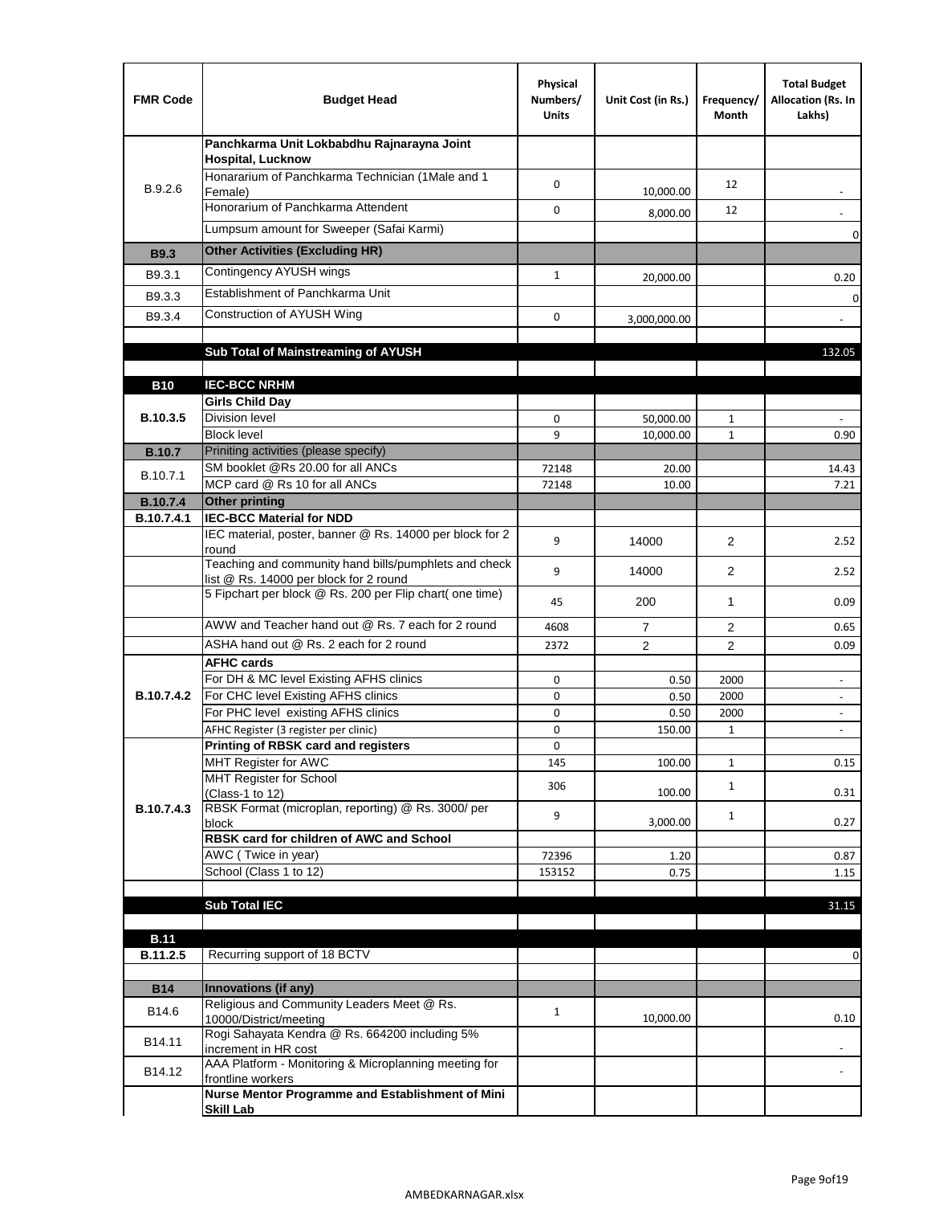| FMR Code | Budget Head | Physical Numbers/ Units | Unit Cost (in Rs.) | Frequency/ Month | Total Budget Allocation (Rs. In Lakhs) |
|---|---|---|---|---|---|
| B.9.2.6 | **Panchkarma Unit Lokbabdhu Rajnarayna Joint Hospital, Lucknow** | | | | |
| | Honorarium of Panchkarma Technician (1Male and 1 Female) | 0 | 10,000.00 | 12 | - |
| | Honorarium of Panchkarma Attendent | 0 | 8,000.00 | 12 | - |
| | Lumpsum amount for Sweeper (Safai Karmi) | | | | 0 |
| **B9.3** | **Other Activities (Excluding HR)** | | | | |
| B9.3.1 | Contingency AYUSH wings | 1 | 20,000.00 | | 0.20 |
| B9.3.3 | Establishment of Panchkarma Unit | | | | 0 |
| B9.3.4 | Construction of AYUSH Wing | 0 | 3,000,000.00 | | - |
| | | | | | |
| | **Sub Total of Mainstreaming of AYUSH** | | | | 132.05 |
| | | | | | |
| **B10** | **IEC-BCC NRHM** | | | | |
| **B.10.3.5** | **Girls Child Day** | | | | |
| | Division level | 0 | 50,000.00 | 1 | - |
| | Block level | 9 | 10,000.00 | 1 | 0.90 |
| **B.10.7** | Priniting activities (please specify) | | | | |
| B.10.7.1 | SM booklet @Rs 20.00 for all ANCs | 72148 | 20.00 | | 14.43 |
| | MCP card @ Rs 10 for all ANCs | 72148 | 10.00 | | 7.21 |
| **B.10.7.4** | **Other printing** | | | | |
| **B.10.7.4.1** | **IEC-BCC Material for NDD** | | | | |
| | IEC material, poster, banner @ Rs. 14000 per block for 2 round | 9 | 14000 | 2 | 2.52 |
| | Teaching and community hand bills/pumphlets and check list @ Rs. 14000 per block for 2 round | 9 | 14000 | 2 | 2.52 |
| | 5 Fipchart per block @ Rs. 200 per Flip chart( one time) | 45 | 200 | 1 | 0.09 |
| | AWW and Teacher hand out @ Rs. 7 each for 2 round | 4608 | 7 | 2 | 0.65 |
| | ASHA hand out @ Rs. 2 each for 2 round | 2372 | 2 | 2 | 0.09 |
| **B.10.7.4.2** | **AFHC cards** | | | | |
| | For DH & MC level Existing AFHS clinics | 0 | 0.50 | 2000 | - |
| | For CHC level Existing AFHS clinics | 0 | 0.50 | 2000 | - |
| | For PHC level existing AFHS clinics | 0 | 0.50 | 2000 | - |
| | AFHC Register (3 register per clinic) | 0 | 150.00 | 1 | - |
| **B.10.7.4.3** | **Printing of RBSK card and registers** | 0 | | | |
| | MHT Register for AWC | 145 | 100.00 | 1 | 0.15 |
| | MHT Register for School (Class-1 to 12) | 306 | 100.00 | 1 | 0.31 |
| | RBSK Format (microplan, reporting) @ Rs. 3000/ per block | 9 | 3,000.00 | 1 | 0.27 |
| | **RBSK card for children of AWC and School** | | | | |
| | AWC ( Twice in year) | 72396 | 1.20 | | 0.87 |
| | School (Class 1 to 12) | 153152 | 0.75 | | 1.15 |
| | | | | | |
| | **Sub Total IEC** | | | | 31.15 |
| | | | | | |
| **B.11** | | | | | |
| **B.11.2.5** | Recurring support of 18 BCTV | | | | 0 |
| | | | | | |
| **B14** | **Innovations (if any)** | | | | |
| B14.6 | Religious and Community Leaders Meet @ Rs. 10000/District/meeting | 1 | 10,000.00 | | 0.10 |
| B14.11 | Rogi Sahayata Kendra @ Rs. 664200 including 5% increment in HR cost | | | | - |
| B14.12 | AAA Platform - Monitoring & Microplanning meeting for frontline workers | | | | - |
| | **Nurse Mentor Programme and Establishment of Mini Skill Lab** | | | | |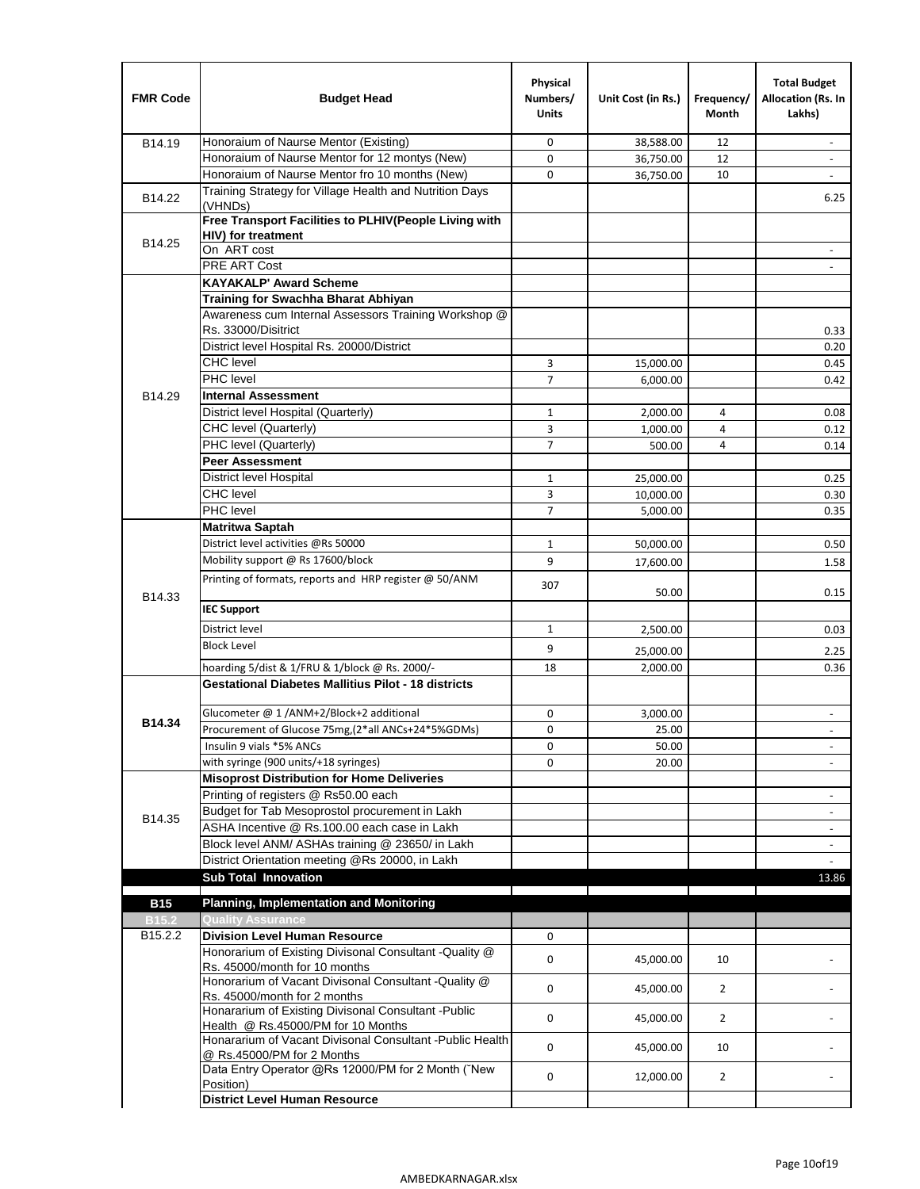| FMR Code | Budget Head | Physical Numbers/ Units | Unit Cost (in Rs.) | Frequency/ Month | Total Budget Allocation (Rs. In Lakhs) |
|---|---|---|---|---|---|
| B14.19 | Honoraium of Naurse Mentor (Existing) | 0 | 38,588.00 | 12 | - |
| | Honoraium of Naurse Mentor for 12 montys (New) | 0 | 36,750.00 | 12 | - |
| | Honoraium of Naurse Mentor fro 10 months (New) | 0 | 36,750.00 | 10 | - |
| B14.22 | Training Strategy for Village Health and Nutrition Days (VHNDs) | | | | 6.25 |
| B14.25 | **Free Transport Facilities to PLHIV(People Living with HIV) for treatment** | | | | |
| | On ART cost | | | | - |
| | PRE ART Cost | | | | - |
| B14.29 | **KAYAKALP' Award Scheme** | | | | |
| | **Training for Swachha Bharat Abhiyan** | | | | |
| | Awareness cum Internal Assessors Training Workshop @ Rs. 33000/Disitrict | | | | 0.33 |
| | District level Hospital Rs. 20000/District | | | | 0.20 |
| | CHC level | 3 | 15,000.00 | | 0.45 |
| | PHC level | 7 | 6,000.00 | | 0.42 |
| | **Internal Assessment** | | | | |
| | District level Hospital (Quarterly) | 1 | 2,000.00 | 4 | 0.08 |
| | CHC level (Quarterly) | 3 | 1,000.00 | 4 | 0.12 |
| | PHC level (Quarterly) | 7 | 500.00 | 4 | 0.14 |
| | **Peer Assessment** | | | | |
| | District level Hospital | 1 | 25,000.00 | | 0.25 |
| | CHC level | 3 | 10,000.00 | | 0.30 |
| | PHC level | 7 | 5,000.00 | | 0.35 |
| B14.33 | **Matritwa Saptah** | | | | |
| | District level activities @Rs 50000 | 1 | 50,000.00 | | 0.50 |
| | Mobility support @ Rs 17600/block | 9 | 17,600.00 | | 1.58 |
| | Printing of formats, reports and HRP register @ 50/ANM | 307 | 50.00 | | 0.15 |
| | **IEC Support** | | | | |
| | District level | 1 | 2,500.00 | | 0.03 |
| | Block Level | 9 | 25,000.00 | | 2.25 |
| | hoarding 5/dist & 1/FRU & 1/block @ Rs. 2000/- | 18 | 2,000.00 | | 0.36 |
| **B14.34** | **Gestational Diabetes Mallitius Pilot - 18 districts** | | | | |
| | Glucometer @ 1 /ANM+2/Block+2 additional | 0 | 3,000.00 | | - |
| | Procurement of Glucose 75mg,(2*all ANCs+24*5%GDMs) | 0 | 25.00 | | - |
| | Insulin 9 vials *5% ANCs | 0 | 50.00 | | - |
| | with syringe (900 units/+18 syringes) | 0 | 20.00 | | - |
| B14.35 | **Misoprost Distribution for Home Deliveries** | | | | |
| | Printing of registers @ Rs50.00 each | | | | - |
| | Budget for Tab Mesoprostol procurement in Lakh | | | | - |
| | ASHA Incentive @ Rs.100.00 each case in Lakh | | | | - |
| | Block level ANM/ ASHAs training @ 23650/ in Lakh | | | | - |
| | District Orientation meeting @Rs 20000, in Lakh | | | | - |
| | **Sub Total Innovation** | | | | 13.86 |
| **B15** | **Planning, Implementation and Monitoring** | | | | |
| **B15.2** | **Quality Assurance** | | | | |
| B15.2.2 | **Division Level Human Resource** | 0 | | | |
| | Honorarium of Existing Divisonal Consultant -Quality @ Rs. 45000/month for 10 months | 0 | 45,000.00 | 10 | - |
| | Honorarium of Vacant Divisonal Consultant -Quality @ Rs. 45000/month for 2 months | 0 | 45,000.00 | 2 | - |
| | Honararium of Existing Divisonal Consultant -Public Health @ Rs.45000/PM for 10 Months | 0 | 45,000.00 | 2 | - |
| | Honararium of Vacant Divisonal Consultant -Public Health @ Rs.45000/PM for 2 Months | 0 | 45,000.00 | 10 | - |
| | Data Entry Operator @Rs 12000/PM for 2 Month ("New Position) | 0 | 12,000.00 | 2 | - |
| | **District Level Human Resource** | | | | |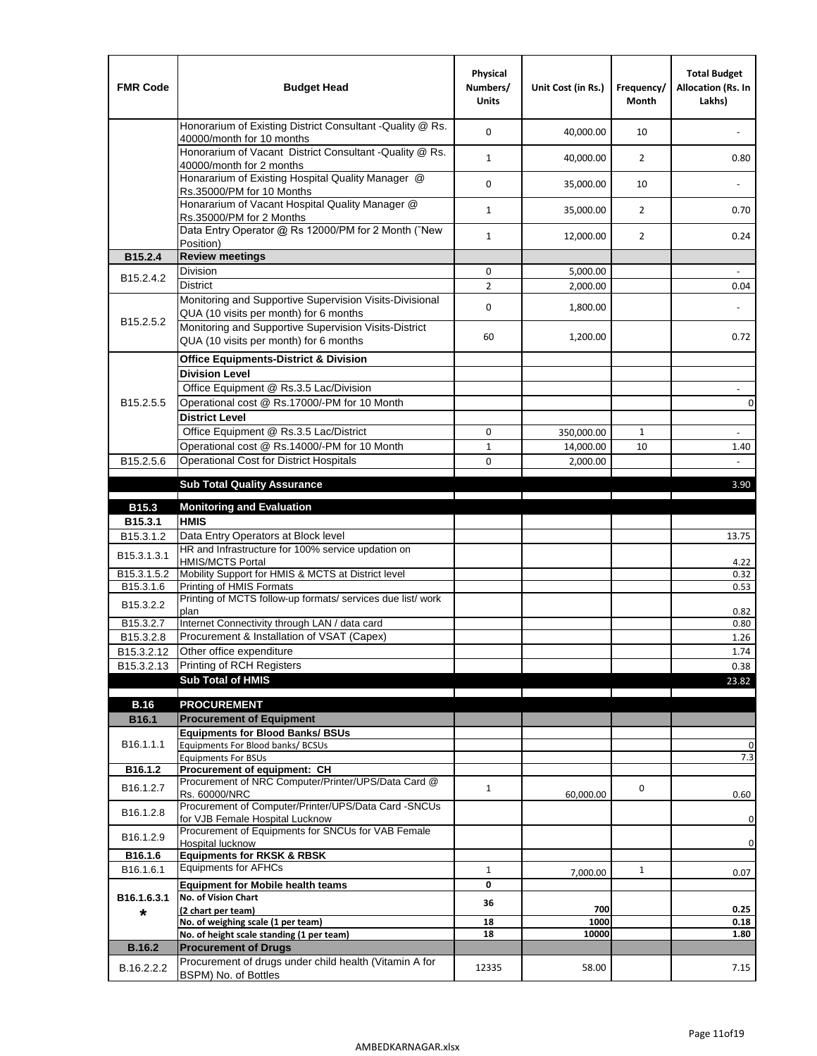| FMR Code | Budget Head | Physical Numbers/ Units | Unit Cost (in Rs.) | Frequency/ Month | Total Budget Allocation (Rs. In Lakhs) |
|---|---|---|---|---|---|
| | Honorarium of Existing District Consultant -Quality @ Rs. 40000/month for 10 months | 0 | 40,000.00 | 10 | - |
| | Honorarium of Vacant District Consultant -Quality @ Rs. 40000/month for 2 months | 1 | 40,000.00 | 2 | 0.80 |
| | Honararium of Existing Hospital Quality Manager @ Rs.35000/PM for 10 Months | 0 | 35,000.00 | 10 | - |
| | Honararium of Vacant Hospital Quality Manager @ Rs.35000/PM for 2 Months | 1 | 35,000.00 | 2 | 0.70 |
| | Data Entry Operator @ Rs 12000/PM for 2 Month (˜New Position) | 1 | 12,000.00 | 2 | 0.24 |
| **B15.2.4** | **Review meetings** | | | | |
| B15.2.4.2 | Division | 0 | 5,000.00 | | - |
| | District | 2 | 2,000.00 | | 0.04 |
| B15.2.5.2 | Monitoring and Supportive Supervision Visits-Divisional QUA (10 visits per month) for 6 months | 0 | 1,800.00 | | - |
| | Monitoring and Supportive Supervision Visits-District QUA (10 visits per month) for 6 months | 60 | 1,200.00 | | 0.72 |
| B15.2.5.5 | **Office Equipments-District & Division** | | | | |
| | **Division Level** | | | | |
| | Office Equipment @ Rs.3.5 Lac/Division | | | | - |
| | Operational cost @ Rs.17000/-PM for 10 Month | | | | 0 |
| | **District Level** | | | | |
| | Office Equipment @ Rs.3.5 Lac/District | 0 | 350,000.00 | 1 | - |
| | Operational cost @ Rs.14000/-PM for 10 Month | 1 | 14,000.00 | 10 | 1.40 |
| B15.2.5.6 | Operational Cost for District Hospitals | 0 | 2,000.00 | | - |
| | **Sub Total Quality Assurance** | | | | 3.90 |
| **B15.3** | **Monitoring and Evaluation** | | | | |
| **B15.3.1** | **HMIS** | | | | |
| B15.3.1.2 | Data Entry Operators at Block level | | | | 13.75 |
| B15.3.1.3.1 | HR and Infrastructure for 100% service updation on HMIS/MCTS Portal | | | | 4.22 |
| B15.3.1.5.2 | Mobility Support for HMIS & MCTS at District level | | | | 0.32 |
| B15.3.1.6 | Printing of HMIS Formats | | | | 0.53 |
| B15.3.2.2 | Printing of MCTS follow-up formats/ services due list/ work plan | | | | 0.82 |
| B15.3.2.7 | Internet Connectivity through LAN / data card | | | | 0.80 |
| B15.3.2.8 | Procurement & Installation of VSAT (Capex) | | | | 1.26 |
| B15.3.2.12 | Other office expenditure | | | | 1.74 |
| B15.3.2.13 | Printing of RCH Registers | | | | 0.38 |
| | **Sub Total of HMIS** | | | | 23.82 |
| **B.16** | **PROCUREMENT** | | | | |
| **B16.1** | **Procurement of Equipment** | | | | |
| B16.1.1.1 | **Equipments for Blood Banks/ BSUs** | | | | |
| | Equipments For Blood banks/ BCSUs | | | | 0 |
| | Equipments For BSUs | | | | 7.3 |
| **B16.1.2** | **Procurement of equipment: CH** | | | | |
| B16.1.2.7 | Procurement of NRC Computer/Printer/UPS/Data Card @ Rs. 60000/NRC | 1 | 60,000.00 | 0 | 0.60 |
| B16.1.2.8 | Procurement of Computer/Printer/UPS/Data Card -SNCUs for VJB Female Hospital Lucknow | | | | 0 |
| B16.1.2.9 | Procurement of Equipments for SNCUs for VAB Female Hospital lucknow | | | | 0 |
| **B16.1.6** | **Equipments for RKSK & RBSK** | | | | |
| B16.1.6.1 | Equipments for AFHCs | 1 | 7,000.00 | 1 | 0.07 |
| **B16.1.6.3.1 *** | **Equipment for Mobile health teams** | **0** | | | |
| | **No. of Vision Chart (2 chart per team)** | **36** | **700** | | **0.25** |
| | **No. of weighing scale (1 per team)** | **18** | **1000** | | **0.18** |
| | **No. of height scale standing (1 per team)** | **18** | **10000** | | **1.80** |
| **B.16.2** | **Procurement of Drugs** | | | | |
| B.16.2.2.2 | Procurement of drugs under child health (Vitamin A for BSPM) No. of Bottles | 12335 | 58.00 | | 7.15 |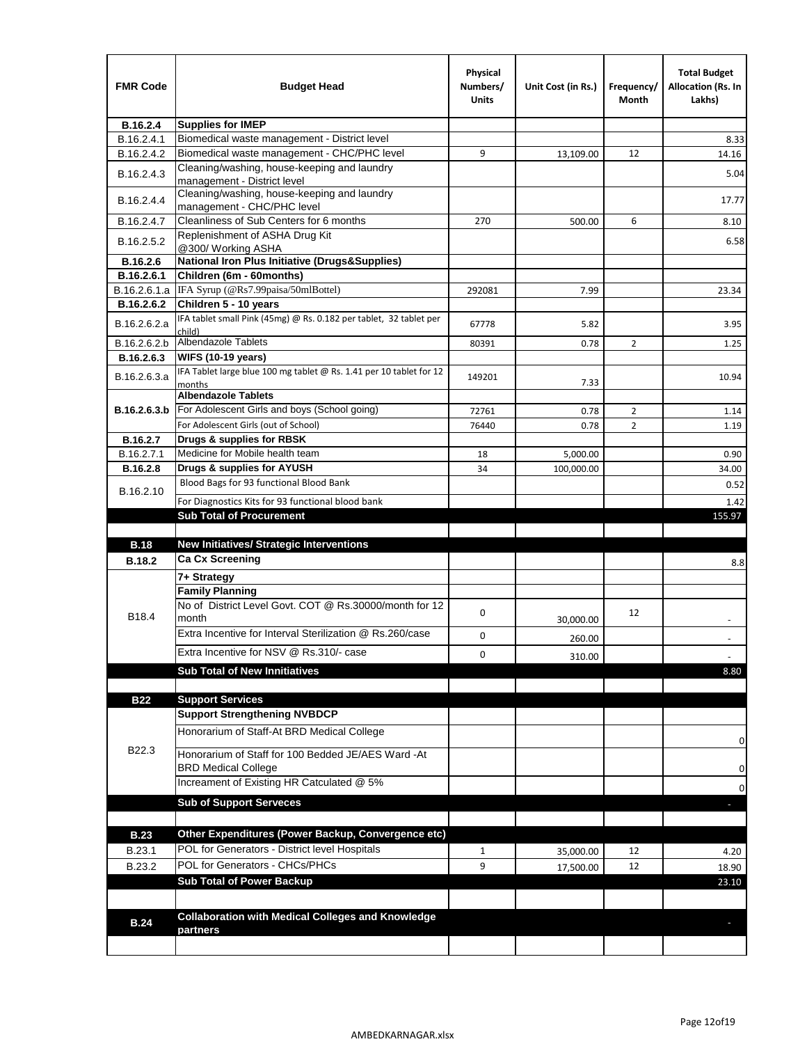| FMR Code | Budget Head | Physical Numbers/ Units | Unit Cost (in Rs.) | Frequency/ Month | Total Budget Allocation (Rs. In Lakhs) |
|---|---|---|---|---|---|
| **B.16.2.4** | **Supplies for IMEP** | | | | |
| B.16.2.4.1 | Biomedical waste management - District level | | | | 8.33 |
| B.16.2.4.2 | Biomedical waste management - CHC/PHC level | 9 | 13,109.00 | 12 | 14.16 |
| B.16.2.4.3 | Cleaning/washing, house-keeping and laundry management - District level | | | | 5.04 |
| B.16.2.4.4 | Cleaning/washing, house-keeping and laundry management - CHC/PHC level | | | | 17.77 |
| B.16.2.4.7 | Cleanliness of Sub Centers for 6 months | 270 | 500.00 | 6 | 8.10 |
| B.16.2.5.2 | Replenishment of ASHA Drug Kit @300/ Working ASHA | | | | 6.58 |
| **B.16.2.6** | **National Iron Plus Initiative (Drugs&Supplies)** | | | | |
| **B.16.2.6.1** | **Children (6m - 60months)** | | | | |
| B.16.2.6.1.a | IFA Syrup (@Rs7.99paisa/50mlBottel) | 292081 | 7.99 | | 23.34 |
| **B.16.2.6.2** | **Children 5 - 10 years** | | | | |
| B.16.2.6.2.a | IFA tablet small Pink (45mg) @ Rs. 0.182 per tablet, 32 tablet per child) | 67778 | 5.82 | | 3.95 |
| B.16.2.6.2.b | Albendazole Tablets | 80391 | 0.78 | 2 | 1.25 |
| **B.16.2.6.3** | **WIFS (10-19 years)** | | | | |
| B.16.2.6.3.a | IFA Tablet large blue 100 mg tablet @ Rs. 1.41 per 10 tablet for 12 months | 149201 | 7.33 | | 10.94 |
| **B.16.2.6.3.b** | **Albendazole Tablets** | | | | |
| | For Adolescent Girls and boys (School going) | 72761 | 0.78 | 2 | 1.14 |
| | For Adolescent Girls (out of School) | 76440 | 0.78 | 2 | 1.19 |
| **B.16.2.7** | **Drugs & supplies for RBSK** | | | | |
| B.16.2.7.1 | Medicine for Mobile health team | 18 | 5,000.00 | | 0.90 |
| **B.16.2.8** | **Drugs & supplies for AYUSH** | 34 | 100,000.00 | | 34.00 |
| B.16.2.10 | Blood Bags for 93 functional Blood Bank | | | | 0.52 |
| | For Diagnostics Kits for 93 functional blood bank | | | | 1.42 |
| | **Sub Total of Procurement** | | | | 155.97 |
| | | | | | |
| **B.18** | **New Initiatives/ Strategic Interventions** | | | | |
| **B.18.2** | **Ca Cx Screening** | | | | 8.8 |
| B18.4 | **7+ Strategy** | | | | |
| | **Family Planning** | | | | |
| | No of District Level Govt. COT @ Rs.30000/month for 12 month | 0 | 30,000.00 | 12 | - |
| | Extra Incentive for Interval Sterilization @ Rs.260/case | 0 | 260.00 | | - |
| | Extra Incentive for NSV @ Rs.310/- case | 0 | 310.00 | | - |
| | **Sub Total of New Innitiatives** | | | | 8.80 |
| | | | | | |
| **B22** | **Support Services** | | | | |
| B22.3 | **Support Strengthening NVBDCP** | | | | |
| | Honorarium of Staff-At BRD Medical College | | | | 0 |
| | Honorarium of Staff for 100 Bedded JE/AES Ward -At BRD Medical College | | | | 0 |
| | Increament of Existing HR Catculated @ 5% | | | | 0 |
| | **Sub of Support Serveces** | | | | - |
| | | | | | |
| **B.23** | **Other Expenditures (Power Backup, Convergence etc)** | | | | |
| B.23.1 | POL for Generators - District level Hospitals | 1 | 35,000.00 | 12 | 4.20 |
| B.23.2 | POL for Generators - CHCs/PHCs | 9 | 17,500.00 | 12 | 18.90 |
| | **Sub Total of Power Backup** | | | | 23.10 |
| | | | | | |
| **B.24** | **Collaboration with Medical Colleges and Knowledge partners** | | | | - |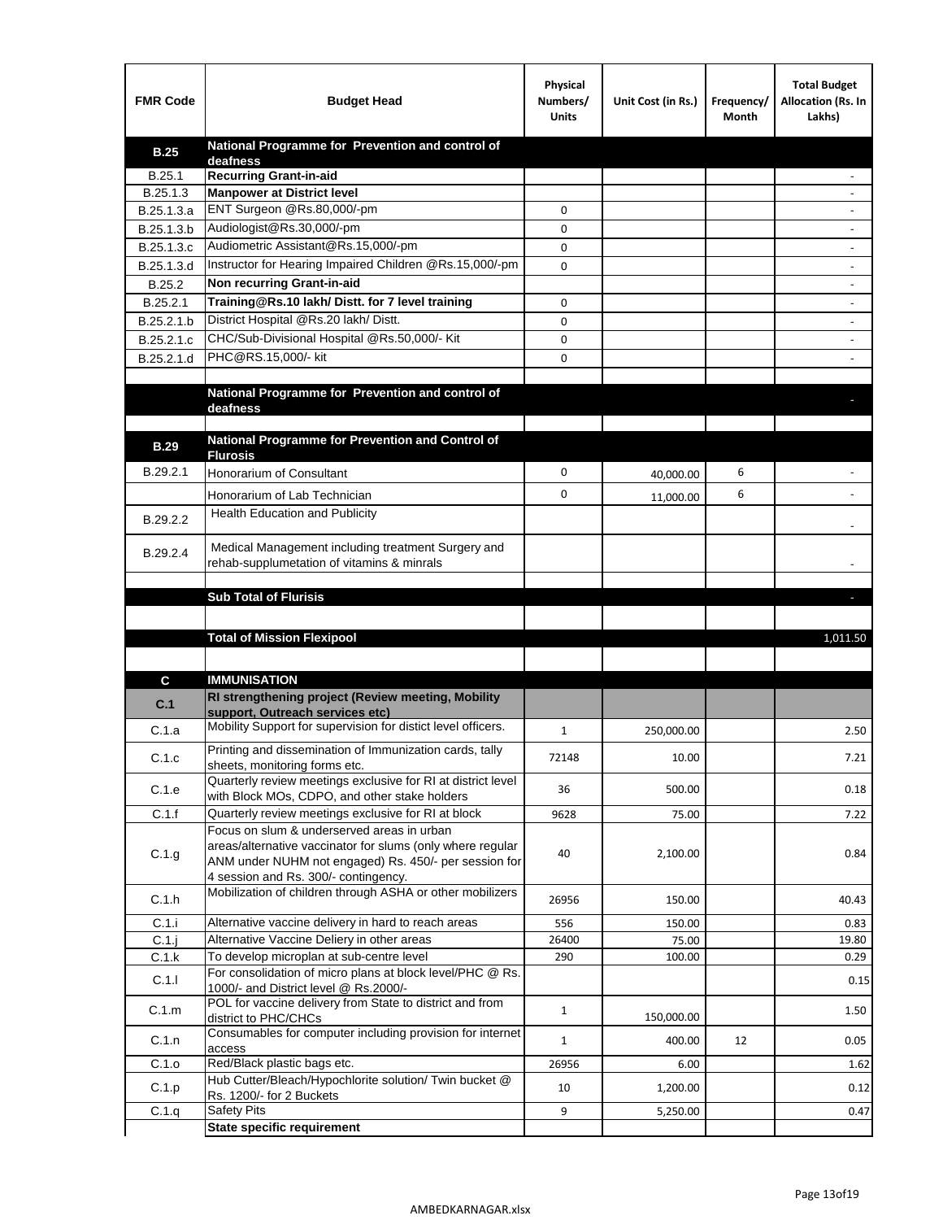| FMR Code | Budget Head | Physical Numbers/ Units | Unit Cost (in Rs.) | Frequency/ Month | Total Budget Allocation (Rs. In Lakhs) |
|---|---|---|---|---|---|
| **B.25** | **National Programme for Prevention and control of deafness** | | | | |
| B.25.1 | **Recurring Grant-in-aid** | | | | - |
| B.25.1.3 | **Manpower at District level** | | | | - |
| B.25.1.3.a | ENT Surgeon @Rs.80,000/-pm | 0 | | | - |
| B.25.1.3.b | Audiologist@Rs.30,000/-pm | 0 | | | - |
| B.25.1.3.c | Audiometric Assistant@Rs.15,000/-pm | 0 | | | - |
| B.25.1.3.d | Instructor for Hearing Impaired Children @Rs.15,000/-pm | 0 | | | - |
| B.25.2 | **Non recurring Grant-in-aid** | | | | - |
| B.25.2.1 | **Training@Rs.10 lakh/ Distt. for 7 level training** | 0 | | | - |
| B.25.2.1.b | District Hospital @Rs.20 lakh/ Distt. | 0 | | | - |
| B.25.2.1.c | CHC/Sub-Divisional Hospital @Rs.50,000/- Kit | 0 | | | - |
| B.25.2.1.d | PHC@RS.15,000/- kit | 0 | | | - |
| | | | | | |
| | **National Programme for Prevention and control of deafness** | | | | - |
| | | | | | |
| **B.29** | **National Programme for Prevention and Control of Flurosis** | | | | |
| B.29.2.1 | Honorarium of Consultant | 0 | 40,000.00 | 6 | - |
| | Honorarium of Lab Technician | 0 | 11,000.00 | 6 | - |
| B.29.2.2 | Health Education and Publicity | | | | - |
| B.29.2.4 | Medical Management including treatment Surgery and rehab-supplumetation of vitamins & minrals | | | | - |
| | | | | | |
| | **Sub Total of Flurisis** | | | | - |
| | | | | | |
| | **Total of Mission Flexipool** | | | | 1,011.50 |
| | | | | | |
| **C** | **IMMUNISATION** | | | | |
| **C.1** | **RI strengthening project (Review meeting, Mobility support, Outreach services etc)** | | | | |
| C.1.a | Mobility Support for supervision for distict level officers. | 1 | 250,000.00 | | 2.50 |
| C.1.c | Printing and dissemination of Immunization cards, tally sheets, monitoring forms etc. | 72148 | 10.00 | | 7.21 |
| C.1.e | Quarterly review meetings exclusive for RI at district level with Block MOs, CDPO, and other stake holders | 36 | 500.00 | | 0.18 |
| C.1.f | Quarterly review meetings exclusive for RI at block | 9628 | 75.00 | | 7.22 |
| C.1.g | Focus on slum & underserved areas in urban areas/alternative vaccinator for slums (only where regular ANM under NUHM not engaged) Rs. 450/- per session for 4 session and Rs. 300/- contingency. | 40 | 2,100.00 | | 0.84 |
| C.1.h | Mobilization of children through ASHA or other mobilizers | 26956 | 150.00 | | 40.43 |
| C.1.i | Alternative vaccine delivery in hard to reach areas | 556 | 150.00 | | 0.83 |
| C.1.j | Alternative Vaccine Deliery in other areas | 26400 | 75.00 | | 19.80 |
| C.1.k | To develop microplan at sub-centre level | 290 | 100.00 | | 0.29 |
| C.1.l | For consolidation of micro plans at block level/PHC @ Rs. 1000/- and District level @ Rs.2000/- | | | | 0.15 |
| C.1.m | POL for vaccine delivery from State to district and from district to PHC/CHCs | 1 | 150,000.00 | | 1.50 |
| C.1.n | Consumables for computer including provision for internet access | 1 | 400.00 | 12 | 0.05 |
| C.1.o | Red/Black plastic bags etc. | 26956 | 6.00 | | 1.62 |
| C.1.p | Hub Cutter/Bleach/Hypochlorite solution/ Twin bucket @ Rs. 1200/- for 2 Buckets | 10 | 1,200.00 | | 0.12 |
| C.1.q | Safety Pits | 9 | 5,250.00 | | 0.47 |
| | **State specific requirement** | | | | |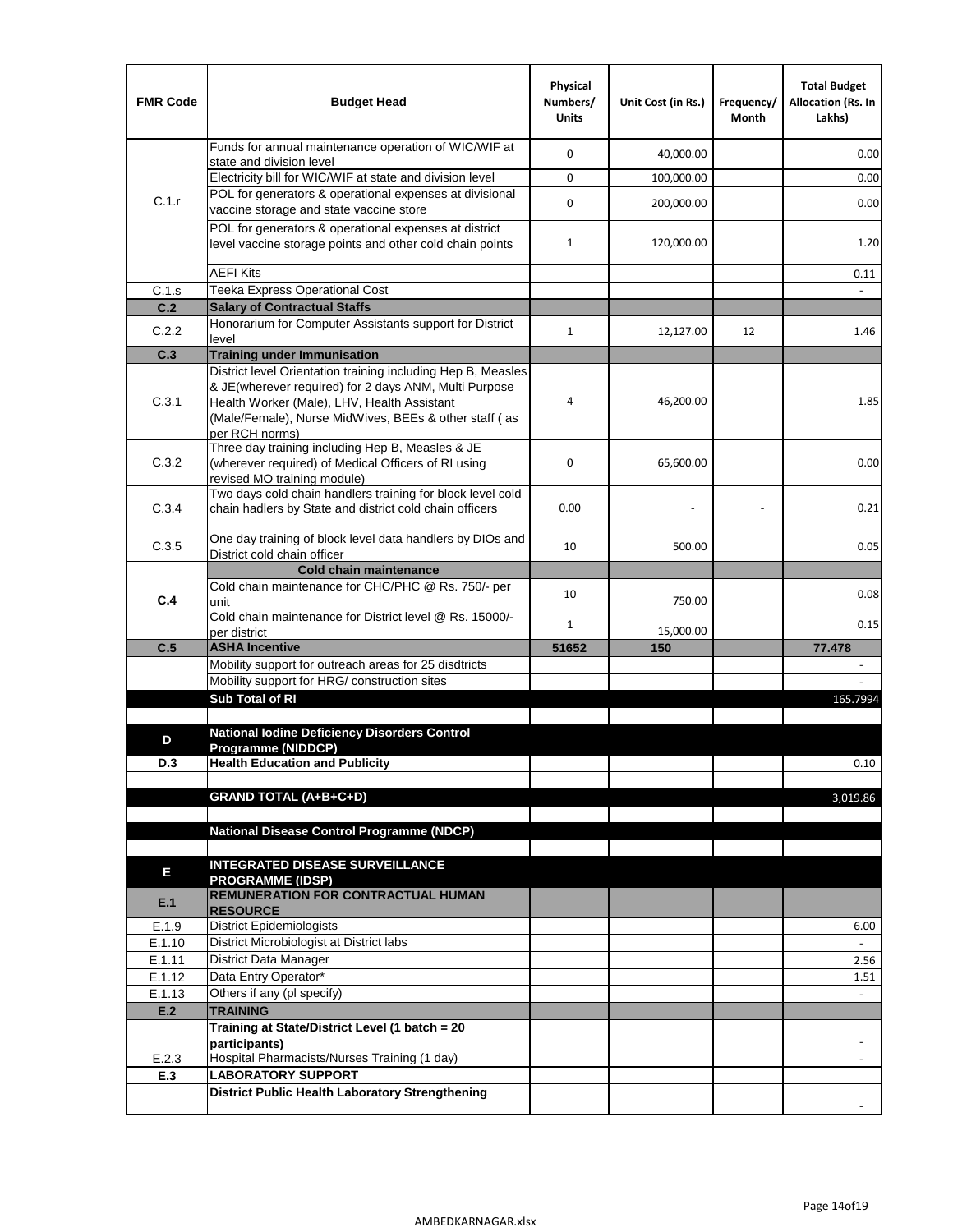| FMR Code | Budget Head | Physical Numbers/ Units | Unit Cost (in Rs.) | Frequency/ Month | Total Budget Allocation (Rs. In Lakhs) |
|---|---|---|---|---|---|
| C.1.r | Funds for annual maintenance operation of WIC/WIF at state and division level | 0 | 40,000.00 | | 0.00 |
| | Electricity bill for WIC/WIF at state and division level | 0 | 100,000.00 | | 0.00 |
| | POL for generators & operational expenses at divisional vaccine storage and state vaccine store | 0 | 200,000.00 | | 0.00 |
| | POL for generators & operational expenses at district level vaccine storage points and other cold chain points | 1 | 120,000.00 | | 1.20 |
| | AEFI Kits | | | | 0.11 |
| C.1.s | Teeka Express Operational Cost | | | | - |
| **C.2** | **Salary of Contractual Staffs** | | | | |
| C.2.2 | Honorarium for Computer Assistants support for District level | 1 | 12,127.00 | 12 | 1.46 |
| **C.3** | **Training under Immunisation** | | | | |
| C.3.1 | District level Orientation training including Hep B, Measles & JE(wherever required) for 2 days ANM, Multi Purpose Health Worker (Male), LHV, Health Assistant (Male/Female), Nurse MidWives, BEEs & other staff ( as per RCH norms) | 4 | 46,200.00 | | 1.85 |
| C.3.2 | Three day training including Hep B, Measles & JE (wherever required) of Medical Officers of RI using revised MO training module) | 0 | 65,600.00 | | 0.00 |
| C.3.4 | Two days cold chain handlers training for block level cold chain hadlers by State and district cold chain officers | 0.00 | - | - | 0.21 |
| C.3.5 | One day training of block level data handlers by DIOs and District cold chain officer | 10 | 500.00 | | 0.05 |
| **C.4** | **Cold chain maintenance** | | | | |
| | Cold chain maintenance for CHC/PHC @ Rs. 750/- per unit | 10 | 750.00 | | 0.08 |
| | Cold chain maintenance for District level @ Rs. 15000/- per district | 1 | 15,000.00 | | 0.15 |
| **C.5** | **ASHA Incentive** | **51652** | **150** | | **77.478** |
| | Mobility support for outreach areas for 25 disdtricts | | | | - |
| | Mobility support for HRG/ construction sites | | | | - |
| | **Sub Total of RI** | | | | 165.7994 |
| | | | | | |
| **D** | **National Iodine Deficiency Disorders Control Programme (NIDDCP)** | | | | |
| **D.3** | **Health Education and Publicity** | | | | 0.10 |
| | | | | | |
| | **GRAND TOTAL (A+B+C+D)** | | | | 3,019.86 |
| | | | | | |
| | **National Disease Control Programme (NDCP)** | | | | |
| | | | | | |
| **E** | **INTEGRATED DISEASE SURVEILLANCE PROGRAMME (IDSP)** | | | | |
| **E.1** | **REMUNERATION FOR CONTRACTUAL HUMAN RESOURCE** | | | | |
| E.1.9 | District Epidemiologists | | | | 6.00 |
| E.1.10 | District Microbiologist at District labs | | | | - |
| E.1.11 | District Data Manager | | | | 2.56 |
| E.1.12 | Data Entry Operator* | | | | 1.51 |
| E.1.13 | Others if any (pl specify) | | | | - |
| **E.2** | **TRAINING** | | | | |
| | **Training at State/District Level (1 batch = 20 participants)** | | | | - |
| E.2.3 | Hospital Pharmacists/Nurses Training (1 day) | | | | - |
| **E.3** | **LABORATORY SUPPORT** | | | | |
| | **District Public Health Laboratory Strengthening** | | | | - |

AMBEDKARNAGAR.xlsx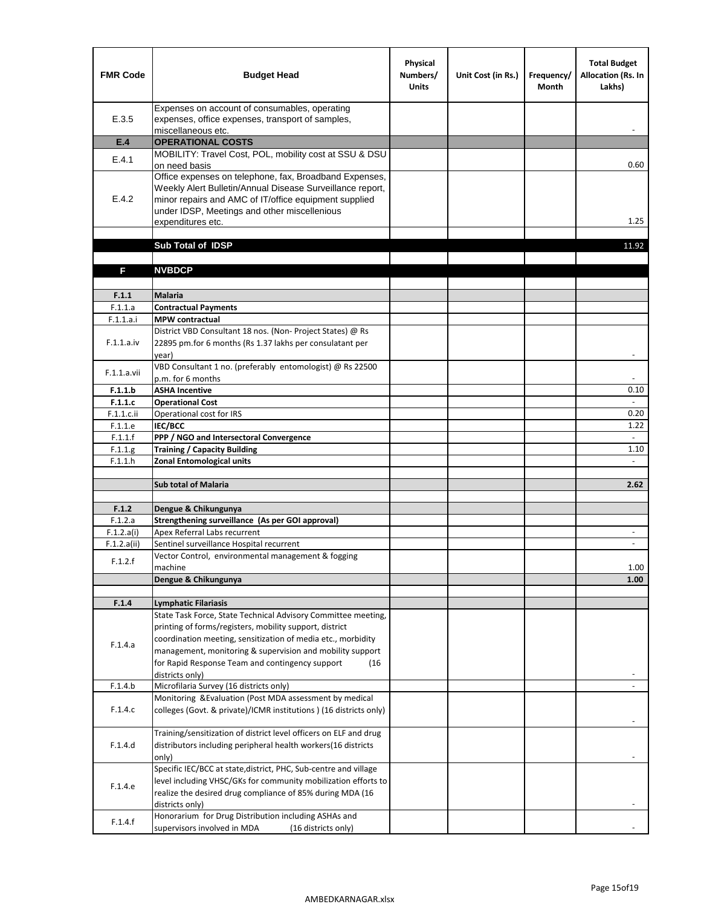| FMR Code | Budget Head | Physical Numbers/ Units | Unit Cost (in Rs.) | Frequency/ Month | Total Budget Allocation (Rs. In Lakhs) |
|---|---|---|---|---|---|
| E.3.5 | Expenses on account of consumables, operating expenses, office expenses, transport of samples, miscellaneous etc. | | | | - |
| **E.4** | **OPERATIONAL COSTS** | | | | |
| E.4.1 | MOBILITY: Travel Cost, POL, mobility cost at SSU & DSU on need basis | | | | 0.60 |
| E.4.2 | Office expenses on telephone, fax, Broadband Expenses, Weekly Alert Bulletin/Annual Disease Surveillance report, minor repairs and AMC of IT/office equipment supplied under IDSP, Meetings and other miscellenious expenditures etc. | | | | 1.25 |
| | | | | | |
| | **Sub Total of IDSP** | | | | 11.92 |
| | | | | | |
| **F** | **NVBDCP** | | | | |
| | | | | | |
| **F.1.1** | **Malaria** | | | | |
| F.1.1.a | **Contractual Payments** | | | | |
| F.1.1.a.i | **MPW contractual** | | | | |
| F.1.1.a.iv | District VBD Consultant 18 nos. (Non- Project States) @ Rs 22895 pm.for 6 months (Rs 1.37 lakhs per consulatant per year) | | | | - |
| F.1.1.a.vii | VBD Consultant 1 no. (preferably entomologist) @ Rs 22500 p.m. for 6 months | | | | - |
| **F.1.1.b** | **ASHA Incentive** | | | | 0.10 |
| **F.1.1.c** | **Operational Cost** | | | | - |
| F.1.1.c.ii | Operational cost for IRS | | | | 0.20 |
| F.1.1.e | **IEC/BCC** | | | | 1.22 |
| F.1.1.f | **PPP / NGO and Intersectoral Convergence** | | | | - |
| F.1.1.g | **Training / Capacity Building** | | | | 1.10 |
| F.1.1.h | **Zonal Entomological units** | | | | - |
| | | | | | |
| | **Sub total of Malaria** | | | | **2.62** |
| | | | | | |
| **F.1.2** | **Dengue & Chikungunya** | | | | |
| F.1.2.a | **Strengthening surveillance (As per GOI approval)** | | | | |
| F.1.2.a(i) | Apex Referral Labs recurrent | | | | - |
| F.1.2.a(ii) | Sentinel surveillance Hospital recurrent | | | | - |
| F.1.2.f | Vector Control, environmental management & fogging machine | | | | 1.00 |
| | **Dengue & Chikungunya** | | | | **1.00** |
| | | | | | |
| **F.1.4** | **Lymphatic Filariasis** | | | | |
| F.1.4.a | State Task Force, State Technical Advisory Committee meeting, printing of forms/registers, mobility support, district coordination meeting, sensitization of media etc., morbidity management, monitoring & supervision and mobility support for Rapid Response Team and contingency support (16 districts only) | | | | - |
| F.1.4.b | Microfilaria Survey (16 districts only) | | | | - |
| F.1.4.c | Monitoring &Evaluation (Post MDA assessment by medical colleges (Govt. & private)/ICMR institutions ) (16 districts only) | | | | - |
| F.1.4.d | Training/sensitization of district level officers on ELF and drug distributors including peripheral health workers(16 districts only) | | | | - |
| F.1.4.e | Specific IEC/BCC at state,district, PHC, Sub-centre and village level including VHSC/GKs for community mobilization efforts to realize the desired drug compliance of 85% during MDA (16 districts only) | | | | - |
| F.1.4.f | Honorarium for Drug Distribution including ASHAs and supervisors involved in MDA (16 districts only) | | | | - |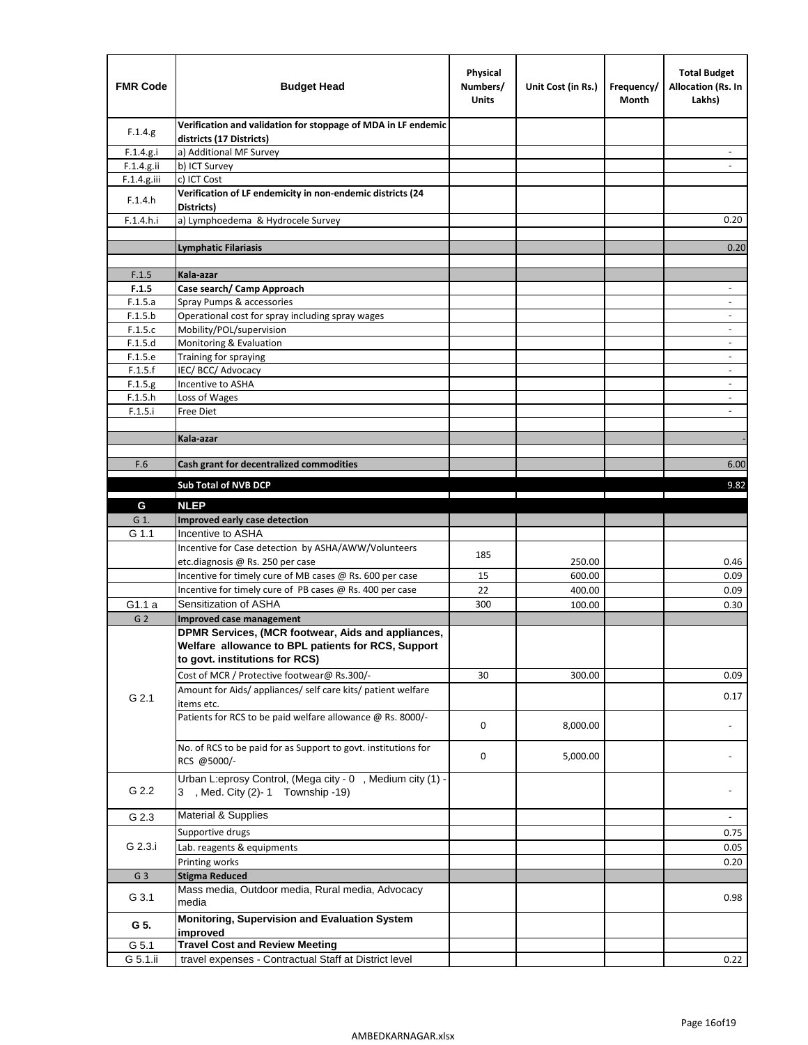| FMR Code | Budget Head | Physical Numbers/ Units | Unit Cost (in Rs.) | Frequency/ Month | Total Budget Allocation (Rs. In Lakhs) |
|---|---|---|---|---|---|
| F.1.4.g | **Verification and validation for stoppage of MDA in LF endemic districts (17 Districts)** | | | | |
| F.1.4.g.i | a) Additional MF Survey | | | | - |
| F.1.4.g.ii | b) ICT Survey | | | | - |
| F.1.4.g.iii | c) ICT Cost | | | | |
| F.1.4.h | **Verification of LF endemicity in non-endemic districts (24 Districts)** | | | | |
| F.1.4.h.i | a) Lymphoedema & Hydrocele Survey | | | | 0.20 |
| | | | | | |
| | **Lymphatic Filariasis** | | | | 0.20 |
| | | | | | |
| F.1.5 | **Kala-azar** | | | | |
| **F.1.5** | **Case search/ Camp Approach** | | | | - |
| F.1.5.a | Spray Pumps & accessories | | | | - |
| F.1.5.b | Operational cost for spray including spray wages | | | | - |
| F.1.5.c | Mobility/POL/supervision | | | | - |
| F.1.5.d | Monitoring & Evaluation | | | | - |
| F.1.5.e | Training for spraying | | | | - |
| F.1.5.f | IEC/ BCC/ Advocacy | | | | - |
| F.1.5.g | Incentive to ASHA | | | | - |
| F.1.5.h | Loss of Wages | | | | - |
| F.1.5.i | Free Diet | | | | - |
| | | | | | |
| | **Kala-azar** | | | | - |
| | | | | | |
| F.6 | **Cash grant for decentralized commodities** | | | | 6.00 |
| | **Sub Total of NVB DCP** | | | | 9.82 |
| **G** | **NLEP** | | | | |
| G 1. | **Improved early case detection** | | | | |
| G 1.1 | Incentive to ASHA | | | | |
| | Incentive for Case detection by ASHA/AWW/Volunteers etc.diagnosis @ Rs. 250 per case | 185 | 250.00 | | 0.46 |
| | Incentive for timely cure of MB cases @ Rs. 600 per case | 15 | 600.00 | | 0.09 |
| | Incentive for timely cure of PB cases @ Rs. 400 per case | 22 | 400.00 | | 0.09 |
| G1.1 a | Sensitization of ASHA | 300 | 100.00 | | 0.30 |
| G 2 | **Improved case management** | | | | |
| G 2.1 | **DPMR Services, (MCR footwear, Aids and appliances, Welfare allowance to BPL patients for RCS, Support to govt. institutions for RCS)** | | | | |
| | Cost of MCR / Protective footwear@ Rs.300/- | 30 | 300.00 | | 0.09 |
| | Amount for Aids/ appliances/ self care kits/ patient welfare items etc. | | | | 0.17 |
| | Patients for RCS to be paid welfare allowance @ Rs. 8000/- | 0 | 8,000.00 | | - |
| | No. of RCS to be paid for as Support to govt. institutions for RCS @5000/- | 0 | 5,000.00 | | - |
| G 2.2 | Urban L:eprosy Control, (Mega city - 0 , Medium city (1) - 3 , Med. City (2)- 1 Township -19) | | | | - |
| G 2.3 | Material & Supplies | | | | - |
| G 2.3.i | Supportive drugs | | | | 0.75 |
| | Lab. reagents & equipments | | | | 0.05 |
| | Printing works | | | | 0.20 |
| G 3 | **Stigma Reduced** | | | | |
| G 3.1 | Mass media, Outdoor media, Rural media, Advocacy media | | | | 0.98 |
| **G 5.** | **Monitoring, Supervision and Evaluation System improved** | | | | |
| G 5.1 | **Travel Cost and Review Meeting** | | | | |
| G 5.1.ii | travel expenses - Contractual Staff at District level | | | | 0.22 |

AMBEDKARNAGAR.xlsx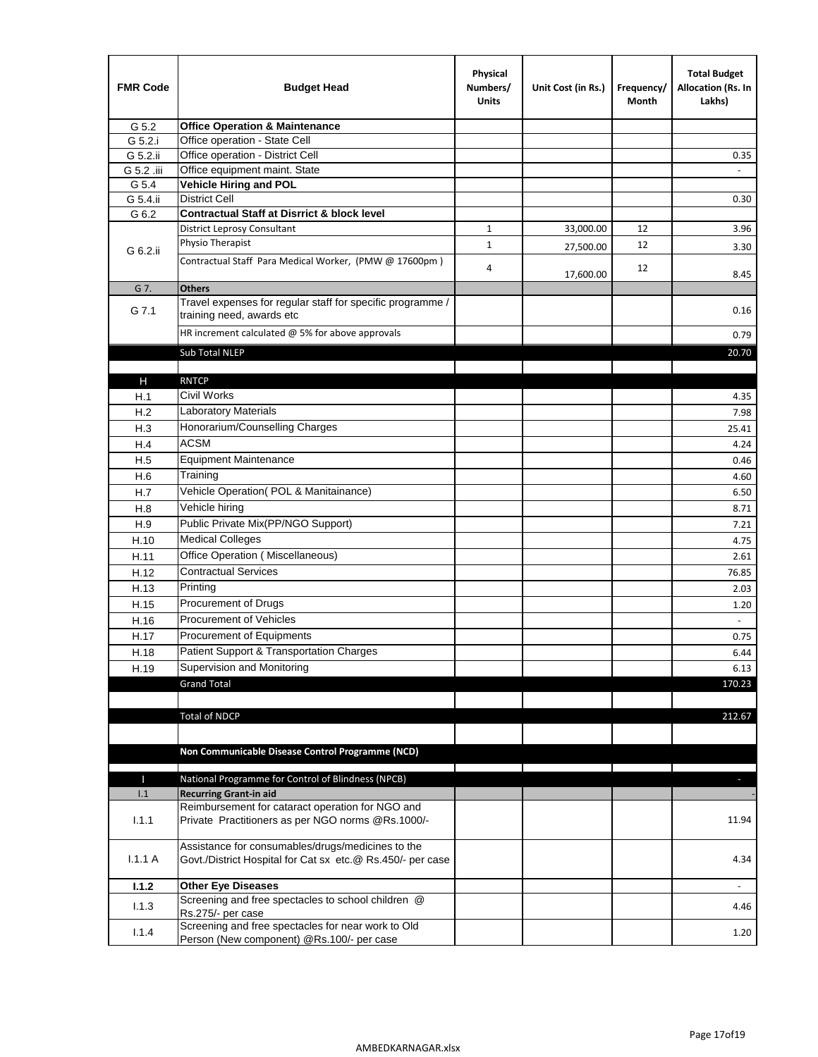| FMR Code | Budget Head | Physical Numbers/ Units | Unit Cost (in Rs.) | Frequency/ Month | Total Budget Allocation (Rs. In Lakhs) |
|---|---|---|---|---|---|
| G 5.2 | **Office Operation & Maintenance** | | | | |
| G 5.2.i | Office operation - State Cell | | | | |
| G 5.2.ii | Office operation - District Cell | | | | 0.35 |
| G 5.2 .iii | Office equipment maint. State | | | | - |
| G 5.4 | **Vehicle Hiring and POL** | | | | |
| G 5.4.ii | District Cell | | | | 0.30 |
| G 6.2 | **Contractual Staff at Disrrict & block level** | | | | |
| G 6.2.ii | District Leprosy Consultant | 1 | 33,000.00 | 12 | 3.96 |
| | Physio Therapist | 1 | 27,500.00 | 12 | 3.30 |
| | Contractual Staff Para Medical Worker, (PMW @ 17600pm ) | 4 | 17,600.00 | 12 | 8.45 |
| G 7. | **Others** | | | | |
| G 7.1 | Travel expenses for regular staff for specific programme / training need, awards etc | | | | 0.16 |
| | HR increment calculated @ 5% for above approvals | | | | 0.79 |
| | Sub Total NLEP | | | | 20.70 |
| | | | | | |
| H | RNTCP | | | | |
| H.1 | Civil Works | | | | 4.35 |
| H.2 | Laboratory Materials | | | | 7.98 |
| H.3 | Honorarium/Counselling Charges | | | | 25.41 |
| H.4 | ACSM | | | | 4.24 |
| H.5 | Equipment Maintenance | | | | 0.46 |
| H.6 | Training | | | | 4.60 |
| H.7 | Vehicle Operation( POL & Manitainance) | | | | 6.50 |
| H.8 | Vehicle hiring | | | | 8.71 |
| H.9 | Public Private Mix(PP/NGO Support) | | | | 7.21 |
| H.10 | Medical Colleges | | | | 4.75 |
| H.11 | Office Operation ( Miscellaneous) | | | | 2.61 |
| H.12 | Contractual Services | | | | 76.85 |
| H.13 | Printing | | | | 2.03 |
| H.15 | Procurement of Drugs | | | | 1.20 |
| H.16 | Procurement of Vehicles | | | | - |
| H.17 | Procurement of Equipments | | | | 0.75 |
| H.18 | Patient Support & Transportation Charges | | | | 6.44 |
| H.19 | Supervision and Monitoring | | | | 6.13 |
| | Grand Total | | | | 170.23 |
| | | | | | |
| | Total of NDCP | | | | 212.67 |
| | | | | | |
| | **Non Communicable Disease Control Programme (NCD)** | | | | |
| | | | | | |
| I | National Programme for Control of Blindness (NPCB) | | | | - |
| I.1 | **Recurring Grant-in aid** | | | | - |
| I.1.1 | Reimbursement for cataract operation for NGO and Private Practitioners as per NGO norms @Rs.1000/- | | | | 11.94 |
| I.1.1 A | Assistance for consumables/drugs/medicines to the Govt./District Hospital for Cat sx etc.@ Rs.450/- per case | | | | 4.34 |
| **I.1.2** | **Other Eye Diseases** | | | | - |
| I.1.3 | Screening and free spectacles to school children @ Rs.275/- per case | | | | 4.46 |
| I.1.4 | Screening and free spectacles for near work to Old Person (New component) @Rs.100/- per case | | | | 1.20 |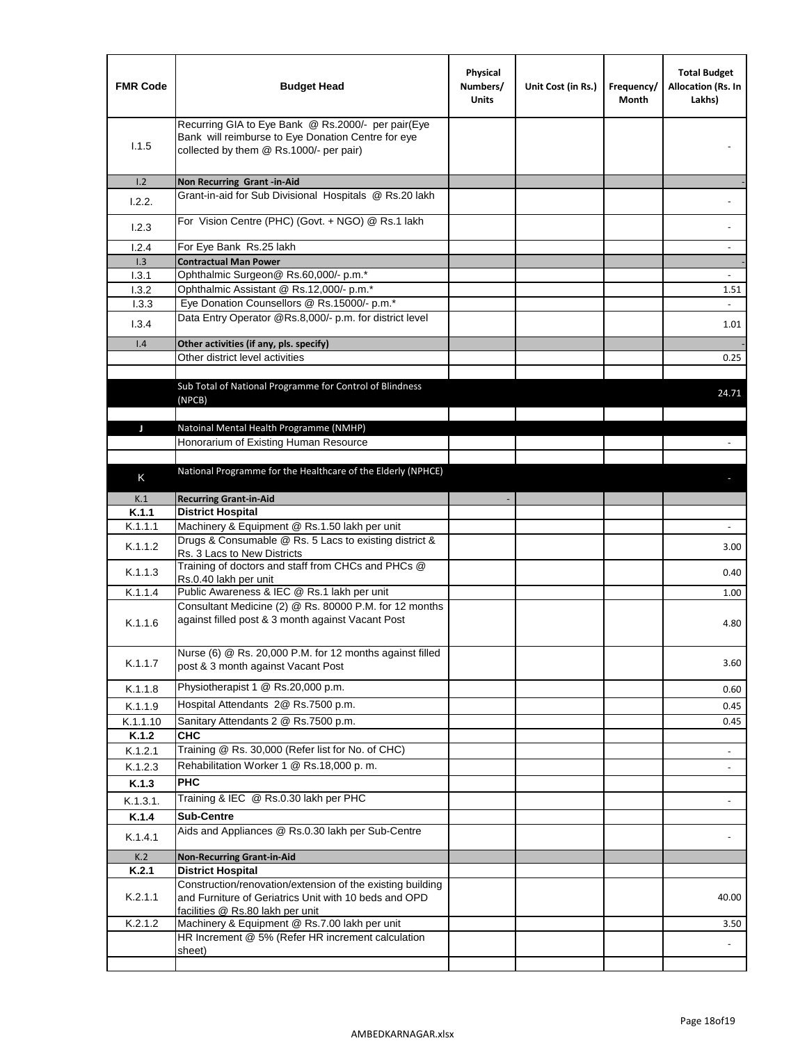| FMR Code | Budget Head | Physical Numbers/ Units | Unit Cost (in Rs.) | Frequency/ Month | Total Budget Allocation (Rs. In Lakhs) |
|---|---|---|---|---|---|
| I.1.5 | Recurring GIA to Eye Bank @ Rs.2000/- per pair(Eye Bank will reimburse to Eye Donation Centre for eye collected by them @ Rs.1000/- per pair) | | | | - |
| I.2 | **Non Recurring Grant -in-Aid** | | | | - |
| I.2.2. | Grant-in-aid for Sub Divisional Hospitals @ Rs.20 lakh | | | | - |
| I.2.3 | For Vision Centre (PHC) (Govt. + NGO) @ Rs.1 lakh | | | | - |
| I.2.4 | For Eye Bank Rs.25 lakh | | | | - |
| I.3 | **Contractual Man Power** | | | | - |
| I.3.1 | Ophthalmic Surgeon@ Rs.60,000/- p.m.* | | | | - |
| I.3.2 | Ophthalmic Assistant @ Rs.12,000/- p.m.* | | | | 1.51 |
| I.3.3 | Eye Donation Counsellors @ Rs.15000/- p.m.* | | | | - |
| I.3.4 | Data Entry Operator @Rs.8,000/- p.m. for district level | | | | 1.01 |
| I.4 | **Other activities (if any, pls. specify)** | | | | - |
| | Other district level activities | | | | 0.25 |
| | | | | | |
| | Sub Total of National Programme for Control of Blindness (NPCB) | | | | 24.71 |
| | | | | | |
| J | Natoinal Mental Health Programme (NMHP) | | | | |
| | Honorarium of Existing Human Resource | | | | - |
| | | | | | |
| K | National Programme for the Healthcare of the Elderly (NPHCE) | | | | - |
| K.1 | **Recurring Grant-in-Aid** | - | | | |
| **K.1.1** | **District Hospital** | | | | |
| K.1.1.1 | Machinery & Equipment @ Rs.1.50 lakh per unit | | | | - |
| K.1.1.2 | Drugs & Consumable @ Rs. 5 Lacs to existing district & Rs. 3 Lacs to New Districts | | | | 3.00 |
| K.1.1.3 | Training of doctors and staff from CHCs and PHCs @ Rs.0.40 lakh per unit | | | | 0.40 |
| K.1.1.4 | Public Awareness & IEC @ Rs.1 lakh per unit | | | | 1.00 |
| K.1.1.6 | Consultant Medicine (2) @ Rs. 80000 P.M. for 12 months against filled post & 3 month against Vacant Post | | | | 4.80 |
| K.1.1.7 | Nurse (6) @ Rs. 20,000 P.M. for 12 months against filled post & 3 month against Vacant Post | | | | 3.60 |
| K.1.1.8 | Physiotherapist 1 @ Rs.20,000 p.m. | | | | 0.60 |
| K.1.1.9 | Hospital Attendants 2@ Rs.7500 p.m. | | | | 0.45 |
| K.1.1.10 | Sanitary Attendants 2 @ Rs.7500 p.m. | | | | 0.45 |
| **K.1.2** | **CHC** | | | | |
| K.1.2.1 | Training @ Rs. 30,000 (Refer list for No. of CHC) | | | | - |
| K.1.2.3 | Rehabilitation Worker 1 @ Rs.18,000 p. m. | | | | - |
| **K.1.3** | **PHC** | | | | |
| K.1.3.1. | Training & IEC @ Rs.0.30 lakh per PHC | | | | - |
| **K.1.4** | **Sub-Centre** | | | | |
| K.1.4.1 | Aids and Appliances @ Rs.0.30 lakh per Sub-Centre | | | | - |
| K.2 | **Non-Recurring Grant-in-Aid** | | | | |
| **K.2.1** | **District Hospital** | | | | |
| K.2.1.1 | Construction/renovation/extension of the existing building and Furniture of Geriatrics Unit with 10 beds and OPD facilities @ Rs.80 lakh per unit | | | | 40.00 |
| K.2.1.2 | Machinery & Equipment @ Rs.7.00 lakh per unit | | | | 3.50 |
| | HR Increment @ 5% (Refer HR increment calculation sheet) | | | | - |
| | | | | | |

AMBEDKARNAGAR.xlsx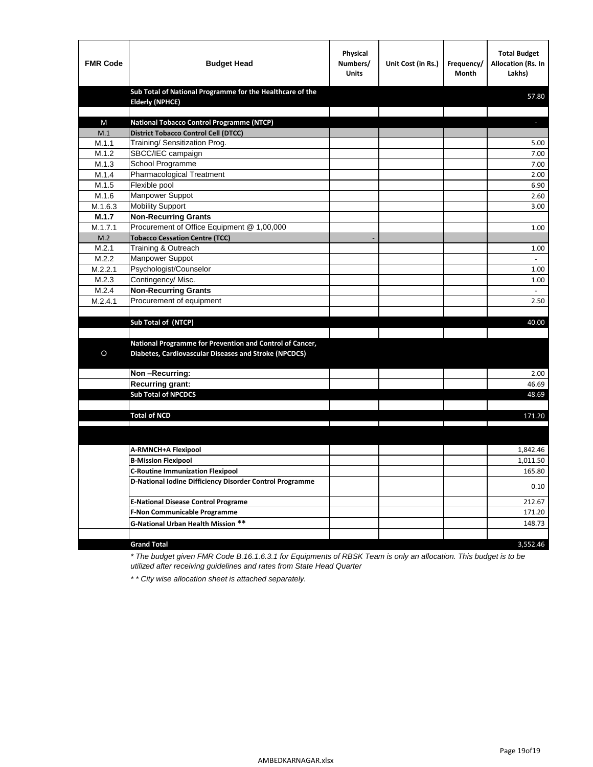| FMR Code | Budget Head | Physical Numbers/ Units | Unit Cost (in Rs.) | Frequency/ Month | Total Budget Allocation (Rs. In Lakhs) |
|---|---|---|---|---|---|
| | **Sub Total of National Programme for the Healthcare of the Elderly (NPHCE)** | | | | 57.80 |
| | | | | | |
| M | **National Tobacco Control Programme (NTCP)** | | | | - |
| M.1 | **District Tobacco Control Cell (DTCC)** | | | | |
| M.1.1 | Training/ Sensitization Prog. | | | | 5.00 |
| M.1.2 | SBCC/IEC campaign | | | | 7.00 |
| M.1.3 | School Programme | | | | 7.00 |
| M.1.4 | Pharmacological Treatment | | | | 2.00 |
| M.1.5 | Flexible pool | | | | 6.90 |
| M.1.6 | Manpower Suppot | | | | 2.60 |
| M.1.6.3 | Mobility Support | | | | 3.00 |
| **M.1.7** | **Non-Recurring Grants** | | | | |
| M.1.7.1 | Procurement of Office Equipment @ 1,00,000 | | | | 1.00 |
| M.2 | **Tobacco Cessation Centre (TCC)** | - | | | |
| M.2.1 | Training & Outreach | | | | 1.00 |
| M.2.2 | Manpower Suppot | | | | - |
| M.2.2.1 | Psychologist/Counselor | | | | 1.00 |
| M.2.3 | Contingency/ Misc. | | | | 1.00 |
| M.2.4 | **Non-Recurring Grants** | | | | - |
| M.2.4.1 | Procurement of equipment | | | | 2.50 |
| | | | | | |
| | **Sub Total of (NTCP)** | | | | 40.00 |
| | | | | | |
| O | **National Programme for Prevention and Control of Cancer, Diabetes, Cardiovascular Diseases and Stroke (NPCDCS)** | | | | |
| | **Non –Recurring:** | | | | 2.00 |
| | **Recurring grant:** | | | | 46.69 |
| | **Sub Total of NPCDCS** | | | | 48.69 |
| | | | | | |
| | **Total of NCD** | | | | 171.20 |
| | | | | | |
| | **A-RMNCH+A Flexipool** | | | | 1,842.46 |
| | **B-Mission Flexipool** | | | | 1,011.50 |
| | **C-Routine Immunization Flexipool** | | | | 165.80 |
| | **D-National Iodine Difficiency Disorder Control Programme** | | | | 0.10 |
| | **E-National Disease Control Programe** | | | | 212.67 |
| | **F-Non Communicable Programme** | | | | 171.20 |
| | **G-National Urban Health Mission \*\*** | | | | 148.73 |
| | | | | | |
| | **Grand Total** | | | | 3,552.46 |

*\* The budget given FMR Code B.16.1.6.3.1 for Equipments of RBSK Team is only an allocation. This budget is to be utilized after receiving guidelines and rates from State Head Quarter*

*\* \* City wise allocation sheet is attached separately.*

AMBEDKARNAGAR.xlsx